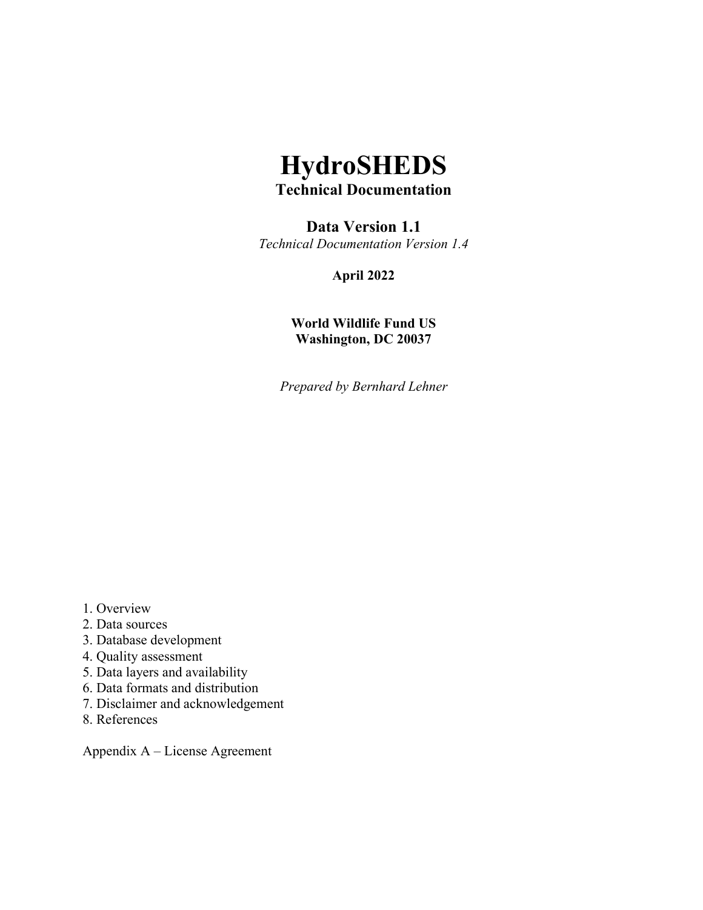# HydroSHEDS

**Technical Documentation**

**Data Version 1.1**

*Technical Documentation Version 1.4*

**April 2022**

**World Wildlife Fund US**
**Washington, DC 20037**

*Prepared by Bernhard Lehner*

1. Overview
2. Data sources
3. Database development
4. Quality assessment
5. Data layers and availability
6. Data formats and distribution
7. Disclaimer and acknowledgement
8. References

Appendix A – License Agreement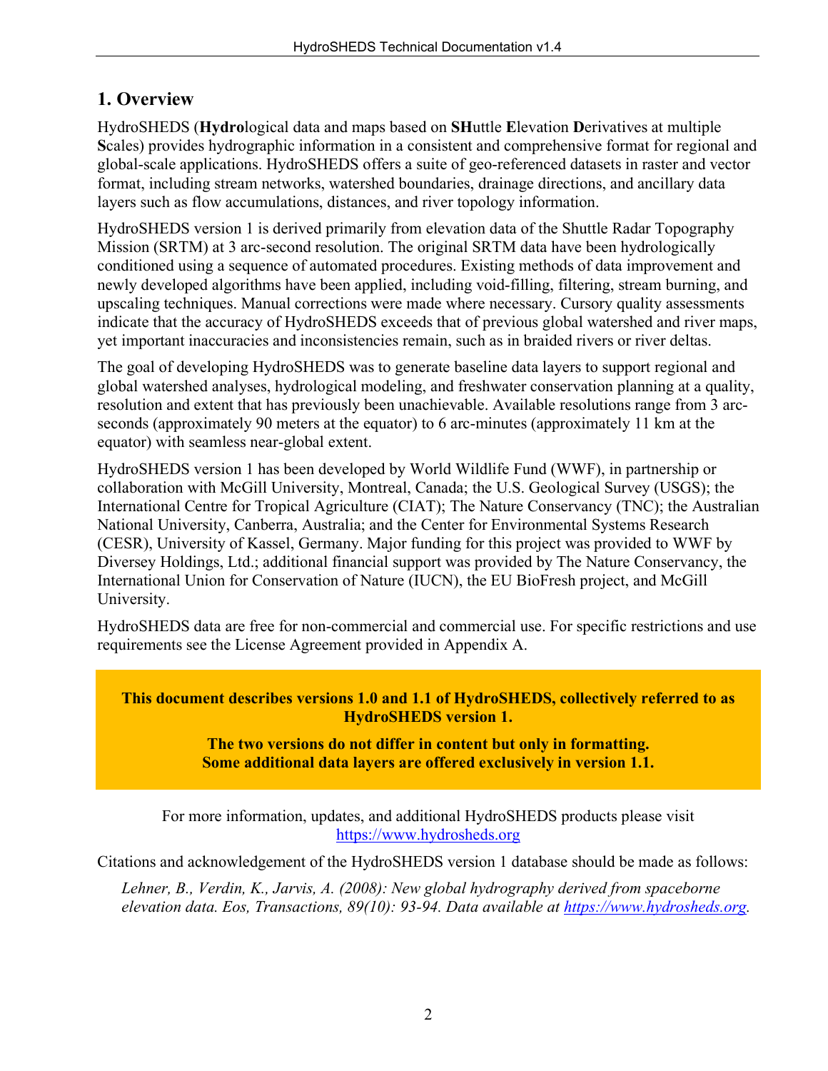## 1. Overview

HydroSHEDS (**Hydro**logical data and maps based on **SH**uttle **E**levation **D**erivatives at multiple **S**cales) provides hydrographic information in a consistent and comprehensive format for regional and global-scale applications. HydroSHEDS offers a suite of geo-referenced datasets in raster and vector format, including stream networks, watershed boundaries, drainage directions, and ancillary data layers such as flow accumulations, distances, and river topology information.

HydroSHEDS version 1 is derived primarily from elevation data of the Shuttle Radar Topography Mission (SRTM) at 3 arc-second resolution. The original SRTM data have been hydrologically conditioned using a sequence of automated procedures. Existing methods of data improvement and newly developed algorithms have been applied, including void-filling, filtering, stream burning, and upscaling techniques. Manual corrections were made where necessary. Cursory quality assessments indicate that the accuracy of HydroSHEDS exceeds that of previous global watershed and river maps, yet important inaccuracies and inconsistencies remain, such as in braided rivers or river deltas.

The goal of developing HydroSHEDS was to generate baseline data layers to support regional and global watershed analyses, hydrological modeling, and freshwater conservation planning at a quality, resolution and extent that has previously been unachievable. Available resolutions range from 3 arc-seconds (approximately 90 meters at the equator) to 6 arc-minutes (approximately 11 km at the equator) with seamless near-global extent.

HydroSHEDS version 1 has been developed by World Wildlife Fund (WWF), in partnership or collaboration with McGill University, Montreal, Canada; the U.S. Geological Survey (USGS); the International Centre for Tropical Agriculture (CIAT); The Nature Conservancy (TNC); the Australian National University, Canberra, Australia; and the Center for Environmental Systems Research (CESR), University of Kassel, Germany. Major funding for this project was provided to WWF by Diversey Holdings, Ltd.; additional financial support was provided by The Nature Conservancy, the International Union for Conservation of Nature (IUCN), the EU BioFresh project, and McGill University.

HydroSHEDS data are free for non-commercial and commercial use. For specific restrictions and use requirements see the License Agreement provided in Appendix A.

**This document describes versions 1.0 and 1.1 of HydroSHEDS, collectively referred to as HydroSHEDS version 1.**

**The two versions do not differ in content but only in formatting. Some additional data layers are offered exclusively in version 1.1.**

For more information, updates, and additional HydroSHEDS products please visit [https://www.hydrosheds.org](https://www.hydrosheds.org)

Citations and acknowledgement of the HydroSHEDS version 1 database should be made as follows:

*Lehner, B., Verdin, K., Jarvis, A. (2008): New global hydrography derived from spaceborne elevation data. Eos, Transactions, 89(10): 93-94. Data available at [https://www.hydrosheds.org](https://www.hydrosheds.org).*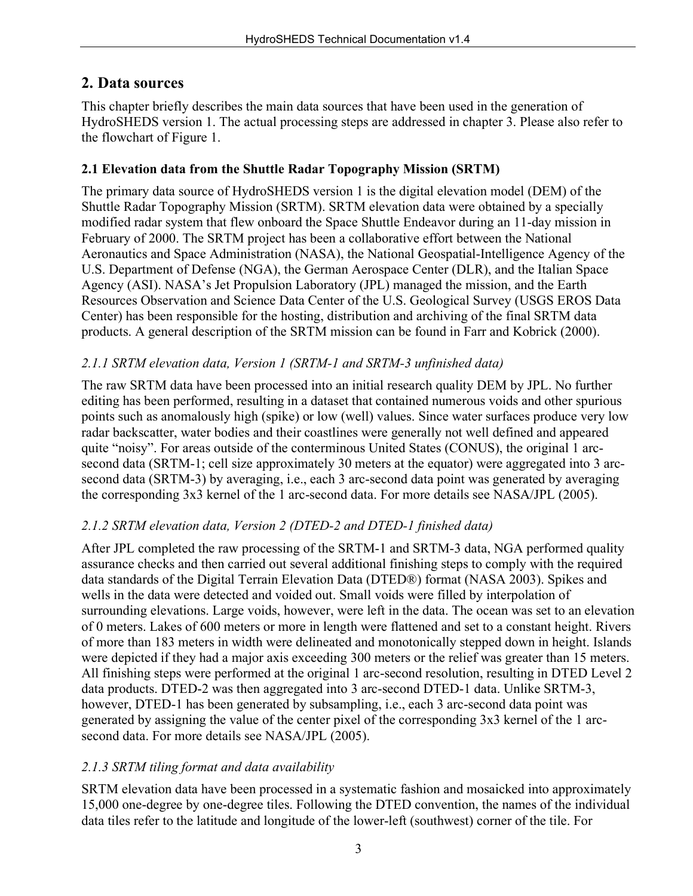## 2. Data sources

This chapter briefly describes the main data sources that have been used in the generation of HydroSHEDS version 1. The actual processing steps are addressed in chapter 3. Please also refer to the flowchart of Figure 1.

### 2.1 Elevation data from the Shuttle Radar Topography Mission (SRTM)

The primary data source of HydroSHEDS version 1 is the digital elevation model (DEM) of the Shuttle Radar Topography Mission (SRTM). SRTM elevation data were obtained by a specially modified radar system that flew onboard the Space Shuttle Endeavor during an 11-day mission in February of 2000. The SRTM project has been a collaborative effort between the National Aeronautics and Space Administration (NASA), the National Geospatial-Intelligence Agency of the U.S. Department of Defense (NGA), the German Aerospace Center (DLR), and the Italian Space Agency (ASI). NASA's Jet Propulsion Laboratory (JPL) managed the mission, and the Earth Resources Observation and Science Data Center of the U.S. Geological Survey (USGS EROS Data Center) has been responsible for the hosting, distribution and archiving of the final SRTM data products. A general description of the SRTM mission can be found in Farr and Kobrick (2000).

#### *2.1.1 SRTM elevation data, Version 1 (SRTM-1 and SRTM-3 unfinished data)*

The raw SRTM data have been processed into an initial research quality DEM by JPL. No further editing has been performed, resulting in a dataset that contained numerous voids and other spurious points such as anomalously high (spike) or low (well) values. Since water surfaces produce very low radar backscatter, water bodies and their coastlines were generally not well defined and appeared quite "noisy". For areas outside of the conterminous United States (CONUS), the original 1 arc-second data (SRTM-1; cell size approximately 30 meters at the equator) were aggregated into 3 arc-second data (SRTM-3) by averaging, i.e., each 3 arc-second data point was generated by averaging the corresponding 3x3 kernel of the 1 arc-second data. For more details see NASA/JPL (2005).

#### *2.1.2 SRTM elevation data, Version 2 (DTED-2 and DTED-1 finished data)*

After JPL completed the raw processing of the SRTM-1 and SRTM-3 data, NGA performed quality assurance checks and then carried out several additional finishing steps to comply with the required data standards of the Digital Terrain Elevation Data (DTED®) format (NASA 2003). Spikes and wells in the data were detected and voided out. Small voids were filled by interpolation of surrounding elevations. Large voids, however, were left in the data. The ocean was set to an elevation of 0 meters. Lakes of 600 meters or more in length were flattened and set to a constant height. Rivers of more than 183 meters in width were delineated and monotonically stepped down in height. Islands were depicted if they had a major axis exceeding 300 meters or the relief was greater than 15 meters. All finishing steps were performed at the original 1 arc-second resolution, resulting in DTED Level 2 data products. DTED-2 was then aggregated into 3 arc-second DTED-1 data. Unlike SRTM-3, however, DTED-1 has been generated by subsampling, i.e., each 3 arc-second data point was generated by assigning the value of the center pixel of the corresponding 3x3 kernel of the 1 arc-second data. For more details see NASA/JPL (2005).

#### *2.1.3 SRTM tiling format and data availability*

SRTM elevation data have been processed in a systematic fashion and mosaicked into approximately 15,000 one-degree by one-degree tiles. Following the DTED convention, the names of the individual data tiles refer to the latitude and longitude of the lower-left (southwest) corner of the tile. For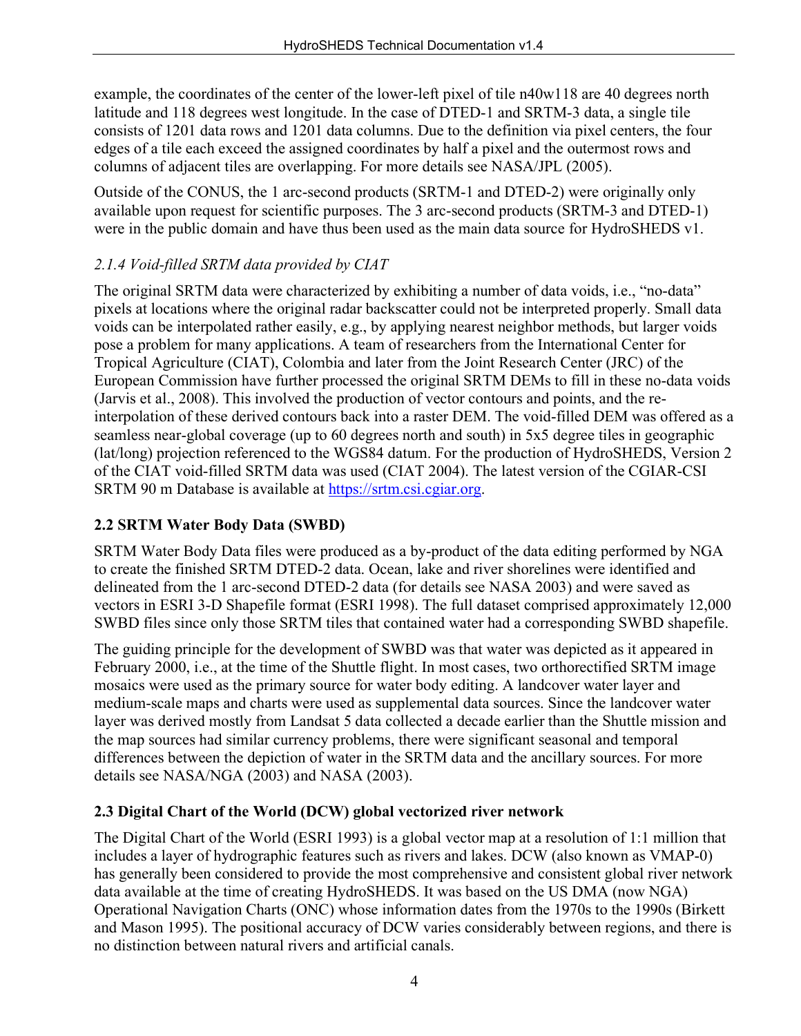example, the coordinates of the center of the lower-left pixel of tile n40w118 are 40 degrees north latitude and 118 degrees west longitude. In the case of DTED-1 and SRTM-3 data, a single tile consists of 1201 data rows and 1201 data columns. Due to the definition via pixel centers, the four edges of a tile each exceed the assigned coordinates by half a pixel and the outermost rows and columns of adjacent tiles are overlapping. For more details see NASA/JPL (2005).

Outside of the CONUS, the 1 arc-second products (SRTM-1 and DTED-2) were originally only available upon request for scientific purposes. The 3 arc-second products (SRTM-3 and DTED-1) were in the public domain and have thus been used as the main data source for HydroSHEDS v1.

### *2.1.4 Void-filled SRTM data provided by CIAT*

The original SRTM data were characterized by exhibiting a number of data voids, i.e., “no-data” pixels at locations where the original radar backscatter could not be interpreted properly. Small data voids can be interpolated rather easily, e.g., by applying nearest neighbor methods, but larger voids pose a problem for many applications. A team of researchers from the International Center for Tropical Agriculture (CIAT), Colombia and later from the Joint Research Center (JRC) of the European Commission have further processed the original SRTM DEMs to fill in these no-data voids (Jarvis et al., 2008). This involved the production of vector contours and points, and the re-interpolation of these derived contours back into a raster DEM. The void-filled DEM was offered as a seamless near-global coverage (up to 60 degrees north and south) in 5x5 degree tiles in geographic (lat/long) projection referenced to the WGS84 datum. For the production of HydroSHEDS, Version 2 of the CIAT void-filled SRTM data was used (CIAT 2004). The latest version of the CGIAR-CSI SRTM 90 m Database is available at https://srtm.csi.cgiar.org.

## 2.2 SRTM Water Body Data (SWBD)

SRTM Water Body Data files were produced as a by-product of the data editing performed by NGA to create the finished SRTM DTED-2 data. Ocean, lake and river shorelines were identified and delineated from the 1 arc-second DTED-2 data (for details see NASA 2003) and were saved as vectors in ESRI 3-D Shapefile format (ESRI 1998). The full dataset comprised approximately 12,000 SWBD files since only those SRTM tiles that contained water had a corresponding SWBD shapefile.

The guiding principle for the development of SWBD was that water was depicted as it appeared in February 2000, i.e., at the time of the Shuttle flight. In most cases, two orthorectified SRTM image mosaics were used as the primary source for water body editing. A landcover water layer and medium-scale maps and charts were used as supplemental data sources. Since the landcover water layer was derived mostly from Landsat 5 data collected a decade earlier than the Shuttle mission and the map sources had similar currency problems, there were significant seasonal and temporal differences between the depiction of water in the SRTM data and the ancillary sources. For more details see NASA/NGA (2003) and NASA (2003).

## 2.3 Digital Chart of the World (DCW) global vectorized river network

The Digital Chart of the World (ESRI 1993) is a global vector map at a resolution of 1:1 million that includes a layer of hydrographic features such as rivers and lakes. DCW (also known as VMAP-0) has generally been considered to provide the most comprehensive and consistent global river network data available at the time of creating HydroSHEDS. It was based on the US DMA (now NGA) Operational Navigation Charts (ONC) whose information dates from the 1970s to the 1990s (Birkett and Mason 1995). The positional accuracy of DCW varies considerably between regions, and there is no distinction between natural rivers and artificial canals.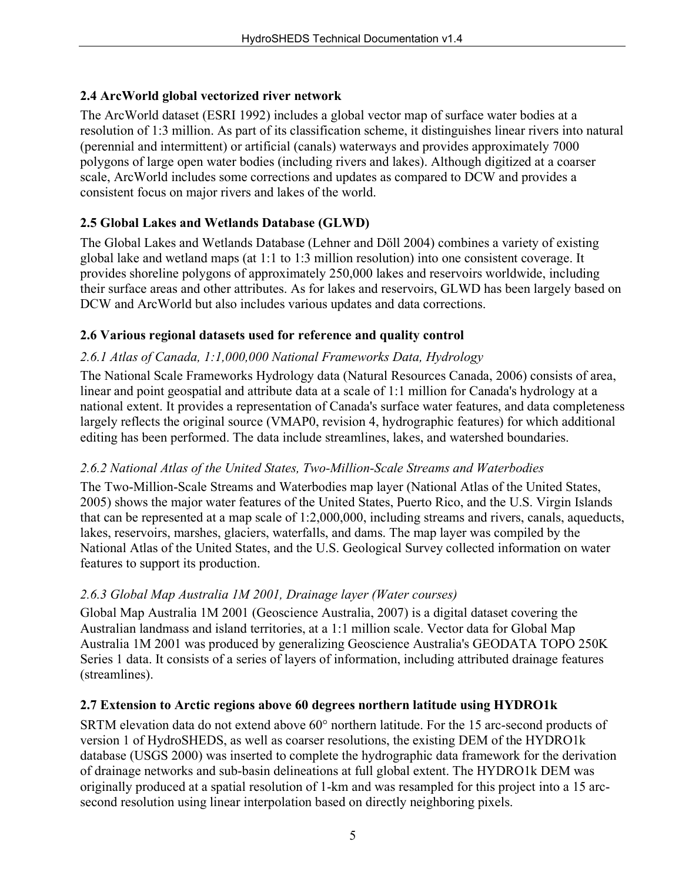## 2.4 ArcWorld global vectorized river network

The ArcWorld dataset (ESRI 1992) includes a global vector map of surface water bodies at a resolution of 1:3 million. As part of its classification scheme, it distinguishes linear rivers into natural (perennial and intermittent) or artificial (canals) waterways and provides approximately 7000 polygons of large open water bodies (including rivers and lakes). Although digitized at a coarser scale, ArcWorld includes some corrections and updates as compared to DCW and provides a consistent focus on major rivers and lakes of the world.

## 2.5 Global Lakes and Wetlands Database (GLWD)

The Global Lakes and Wetlands Database (Lehner and Döll 2004) combines a variety of existing global lake and wetland maps (at 1:1 to 1:3 million resolution) into one consistent coverage. It provides shoreline polygons of approximately 250,000 lakes and reservoirs worldwide, including their surface areas and other attributes. As for lakes and reservoirs, GLWD has been largely based on DCW and ArcWorld but also includes various updates and data corrections.

## 2.6 Various regional datasets used for reference and quality control

### *2.6.1 Atlas of Canada, 1:1,000,000 National Frameworks Data, Hydrology*

The National Scale Frameworks Hydrology data (Natural Resources Canada, 2006) consists of area, linear and point geospatial and attribute data at a scale of 1:1 million for Canada's hydrology at a national extent. It provides a representation of Canada's surface water features, and data completeness largely reflects the original source (VMAP0, revision 4, hydrographic features) for which additional editing has been performed. The data include streamlines, lakes, and watershed boundaries.

### *2.6.2 National Atlas of the United States, Two-Million-Scale Streams and Waterbodies*

The Two-Million-Scale Streams and Waterbodies map layer (National Atlas of the United States, 2005) shows the major water features of the United States, Puerto Rico, and the U.S. Virgin Islands that can be represented at a map scale of 1:2,000,000, including streams and rivers, canals, aqueducts, lakes, reservoirs, marshes, glaciers, waterfalls, and dams. The map layer was compiled by the National Atlas of the United States, and the U.S. Geological Survey collected information on water features to support its production.

### *2.6.3 Global Map Australia 1M 2001, Drainage layer (Water courses)*

Global Map Australia 1M 2001 (Geoscience Australia, 2007) is a digital dataset covering the Australian landmass and island territories, at a 1:1 million scale. Vector data for Global Map Australia 1M 2001 was produced by generalizing Geoscience Australia's GEODATA TOPO 250K Series 1 data. It consists of a series of layers of information, including attributed drainage features (streamlines).

## 2.7 Extension to Arctic regions above 60 degrees northern latitude using HYDRO1k

SRTM elevation data do not extend above 60° northern latitude. For the 15 arc-second products of version 1 of HydroSHEDS, as well as coarser resolutions, the existing DEM of the HYDRO1k database (USGS 2000) was inserted to complete the hydrographic data framework for the derivation of drainage networks and sub-basin delineations at full global extent. The HYDRO1k DEM was originally produced at a spatial resolution of 1-km and was resampled for this project into a 15 arc-second resolution using linear interpolation based on directly neighboring pixels.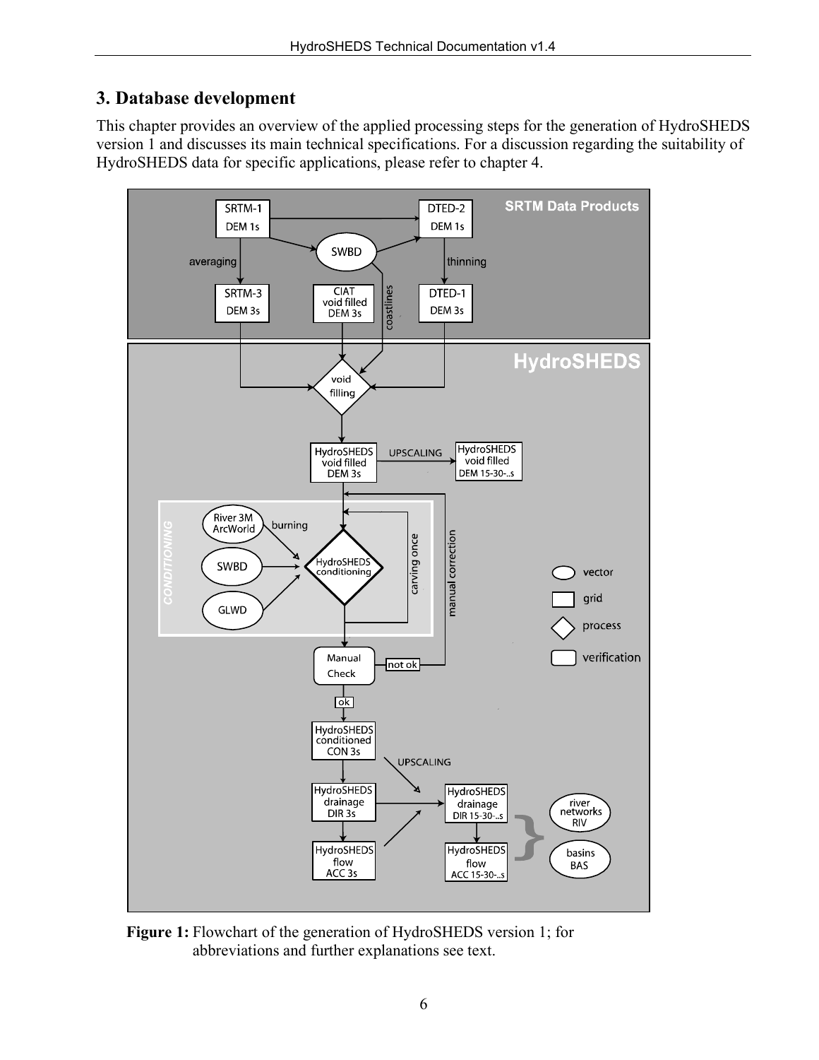# 3. Database development

This chapter provides an overview of the applied processing steps for the generation of HydroSHEDS version 1 and discusses its main technical specifications. For a discussion regarding the suitability of HydroSHEDS data for specific applications, please refer to chapter 4.

**Figure 1:** Flowchart of the generation of HydroSHEDS version 1; for abbreviations and further explanations see text.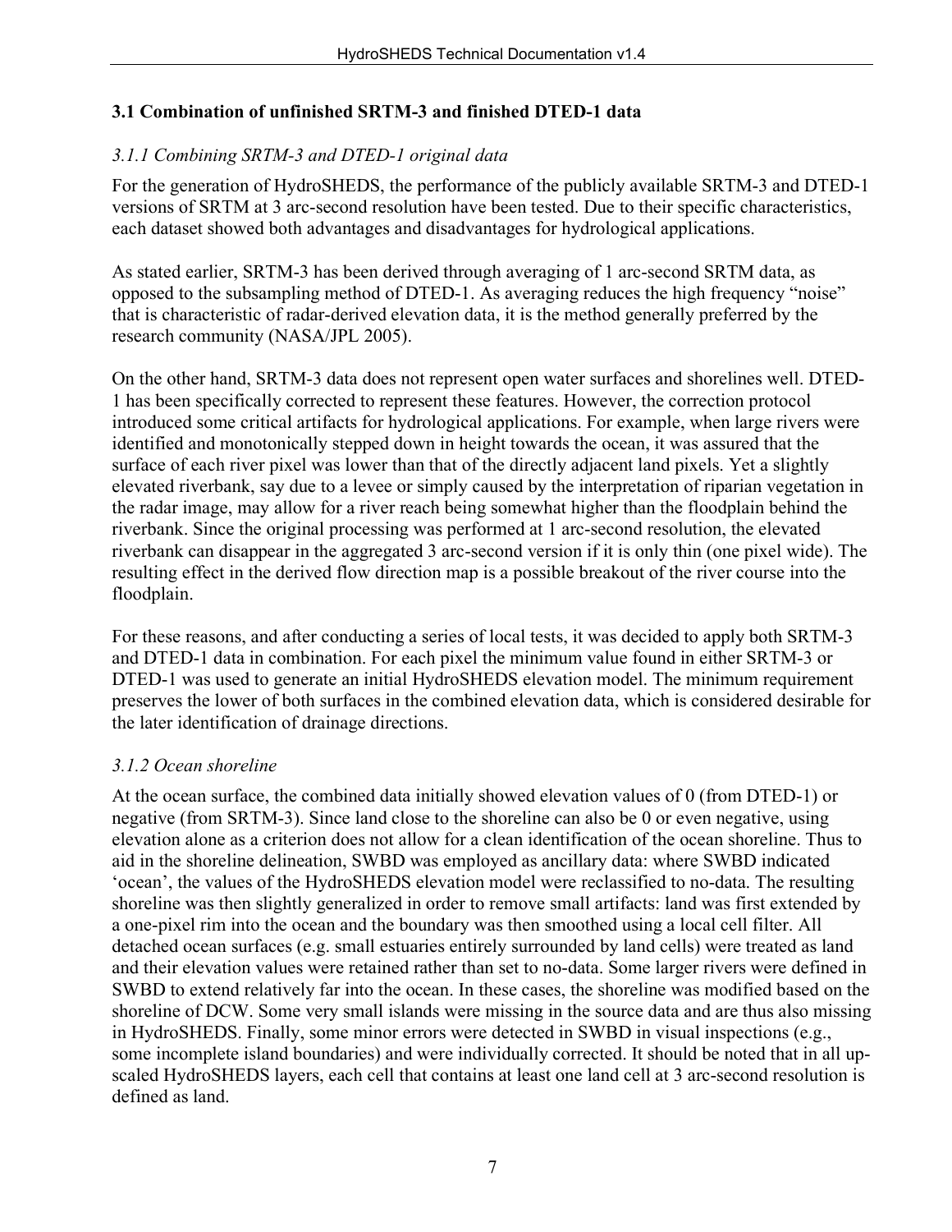## 3.1 Combination of unfinished SRTM-3 and finished DTED-1 data

### *3.1.1 Combining SRTM-3 and DTED-1 original data*

For the generation of HydroSHEDS, the performance of the publicly available SRTM-3 and DTED-1 versions of SRTM at 3 arc-second resolution have been tested. Due to their specific characteristics, each dataset showed both advantages and disadvantages for hydrological applications.

As stated earlier, SRTM-3 has been derived through averaging of 1 arc-second SRTM data, as opposed to the subsampling method of DTED-1. As averaging reduces the high frequency "noise" that is characteristic of radar-derived elevation data, it is the method generally preferred by the research community (NASA/JPL 2005).

On the other hand, SRTM-3 data does not represent open water surfaces and shorelines well. DTED-1 has been specifically corrected to represent these features. However, the correction protocol introduced some critical artifacts for hydrological applications. For example, when large rivers were identified and monotonically stepped down in height towards the ocean, it was assured that the surface of each river pixel was lower than that of the directly adjacent land pixels. Yet a slightly elevated riverbank, say due to a levee or simply caused by the interpretation of riparian vegetation in the radar image, may allow for a river reach being somewhat higher than the floodplain behind the riverbank. Since the original processing was performed at 1 arc-second resolution, the elevated riverbank can disappear in the aggregated 3 arc-second version if it is only thin (one pixel wide). The resulting effect in the derived flow direction map is a possible breakout of the river course into the floodplain.

For these reasons, and after conducting a series of local tests, it was decided to apply both SRTM-3 and DTED-1 data in combination. For each pixel the minimum value found in either SRTM-3 or DTED-1 was used to generate an initial HydroSHEDS elevation model. The minimum requirement preserves the lower of both surfaces in the combined elevation data, which is considered desirable for the later identification of drainage directions.

### *3.1.2 Ocean shoreline*

At the ocean surface, the combined data initially showed elevation values of 0 (from DTED-1) or negative (from SRTM-3). Since land close to the shoreline can also be 0 or even negative, using elevation alone as a criterion does not allow for a clean identification of the ocean shoreline. Thus to aid in the shoreline delineation, SWBD was employed as ancillary data: where SWBD indicated 'ocean', the values of the HydroSHEDS elevation model were reclassified to no-data. The resulting shoreline was then slightly generalized in order to remove small artifacts: land was first extended by a one-pixel rim into the ocean and the boundary was then smoothed using a local cell filter. All detached ocean surfaces (e.g. small estuaries entirely surrounded by land cells) were treated as land and their elevation values were retained rather than set to no-data. Some larger rivers were defined in SWBD to extend relatively far into the ocean. In these cases, the shoreline was modified based on the shoreline of DCW. Some very small islands were missing in the source data and are thus also missing in HydroSHEDS. Finally, some minor errors were detected in SWBD in visual inspections (e.g., some incomplete island boundaries) and were individually corrected. It should be noted that in all up-scaled HydroSHEDS layers, each cell that contains at least one land cell at 3 arc-second resolution is defined as land.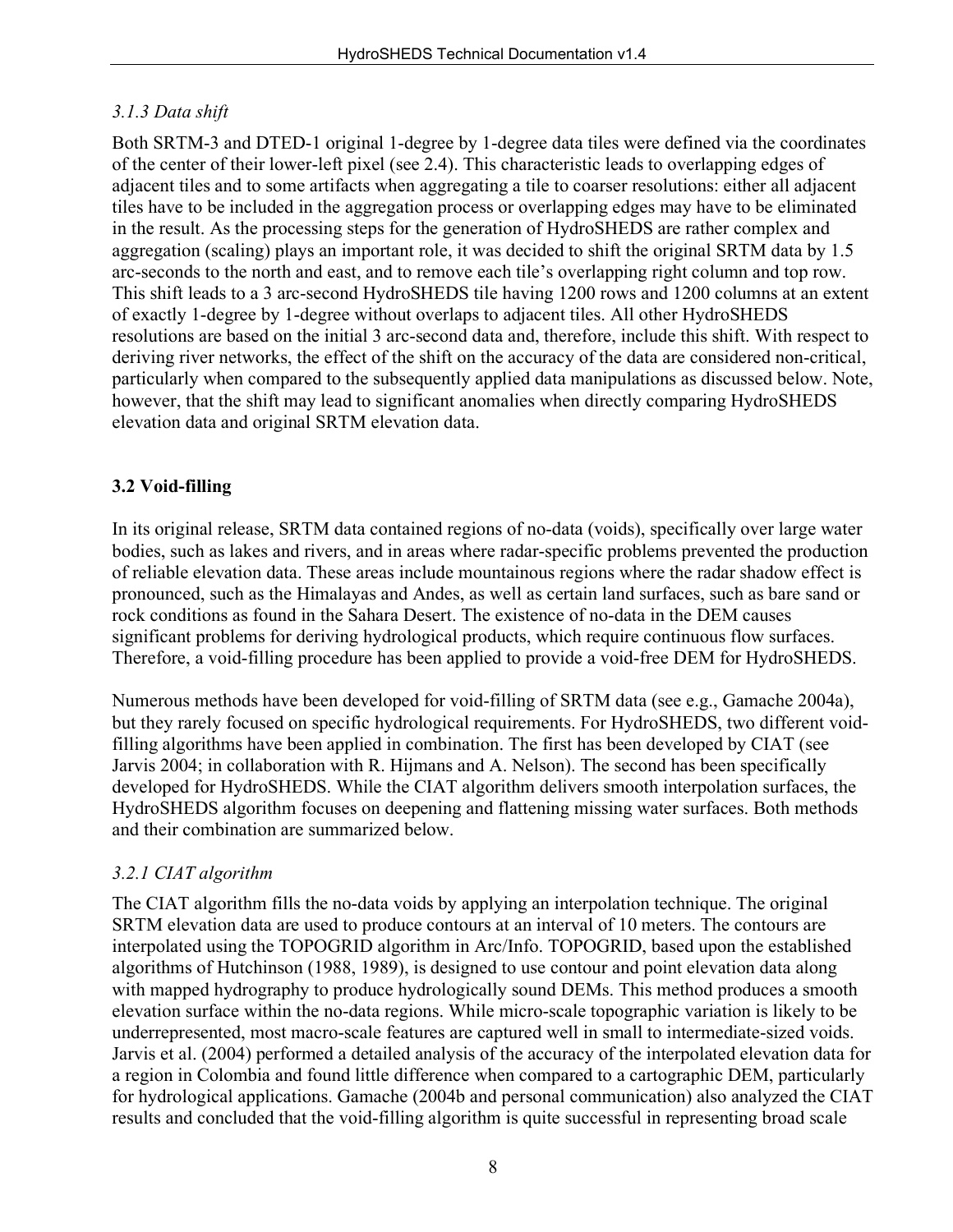### *3.1.3 Data shift*

Both SRTM-3 and DTED-1 original 1-degree by 1-degree data tiles were defined via the coordinates of the center of their lower-left pixel (see 2.4). This characteristic leads to overlapping edges of adjacent tiles and to some artifacts when aggregating a tile to coarser resolutions: either all adjacent tiles have to be included in the aggregation process or overlapping edges may have to be eliminated in the result. As the processing steps for the generation of HydroSHEDS are rather complex and aggregation (scaling) plays an important role, it was decided to shift the original SRTM data by 1.5 arc-seconds to the north and east, and to remove each tile's overlapping right column and top row. This shift leads to a 3 arc-second HydroSHEDS tile having 1200 rows and 1200 columns at an extent of exactly 1-degree by 1-degree without overlaps to adjacent tiles. All other HydroSHEDS resolutions are based on the initial 3 arc-second data and, therefore, include this shift. With respect to deriving river networks, the effect of the shift on the accuracy of the data are considered non-critical, particularly when compared to the subsequently applied data manipulations as discussed below. Note, however, that the shift may lead to significant anomalies when directly comparing HydroSHEDS elevation data and original SRTM elevation data.

## 3.2 Void-filling

In its original release, SRTM data contained regions of no-data (voids), specifically over large water bodies, such as lakes and rivers, and in areas where radar-specific problems prevented the production of reliable elevation data. These areas include mountainous regions where the radar shadow effect is pronounced, such as the Himalayas and Andes, as well as certain land surfaces, such as bare sand or rock conditions as found in the Sahara Desert. The existence of no-data in the DEM causes significant problems for deriving hydrological products, which require continuous flow surfaces. Therefore, a void-filling procedure has been applied to provide a void-free DEM for HydroSHEDS.

Numerous methods have been developed for void-filling of SRTM data (see e.g., Gamache 2004a), but they rarely focused on specific hydrological requirements. For HydroSHEDS, two different void-filling algorithms have been applied in combination. The first has been developed by CIAT (see Jarvis 2004; in collaboration with R. Hijmans and A. Nelson). The second has been specifically developed for HydroSHEDS. While the CIAT algorithm delivers smooth interpolation surfaces, the HydroSHEDS algorithm focuses on deepening and flattening missing water surfaces. Both methods and their combination are summarized below.

### *3.2.1 CIAT algorithm*

The CIAT algorithm fills the no-data voids by applying an interpolation technique. The original SRTM elevation data are used to produce contours at an interval of 10 meters. The contours are interpolated using the TOPOGRID algorithm in Arc/Info. TOPOGRID, based upon the established algorithms of Hutchinson (1988, 1989), is designed to use contour and point elevation data along with mapped hydrography to produce hydrologically sound DEMs. This method produces a smooth elevation surface within the no-data regions. While micro-scale topographic variation is likely to be underrepresented, most macro-scale features are captured well in small to intermediate-sized voids. Jarvis et al. (2004) performed a detailed analysis of the accuracy of the interpolated elevation data for a region in Colombia and found little difference when compared to a cartographic DEM, particularly for hydrological applications. Gamache (2004b and personal communication) also analyzed the CIAT results and concluded that the void-filling algorithm is quite successful in representing broad scale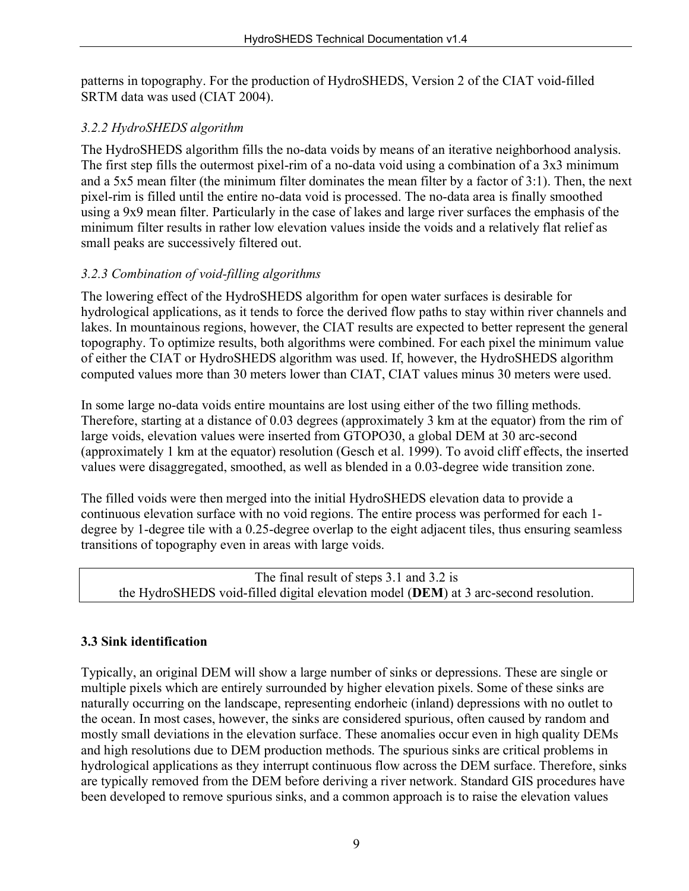patterns in topography. For the production of HydroSHEDS, Version 2 of the CIAT void-filled SRTM data was used (CIAT 2004).

### *3.2.2 HydroSHEDS algorithm*

The HydroSHEDS algorithm fills the no-data voids by means of an iterative neighborhood analysis. The first step fills the outermost pixel-rim of a no-data void using a combination of a 3x3 minimum and a 5x5 mean filter (the minimum filter dominates the mean filter by a factor of 3:1). Then, the next pixel-rim is filled until the entire no-data void is processed. The no-data area is finally smoothed using a 9x9 mean filter. Particularly in the case of lakes and large river surfaces the emphasis of the minimum filter results in rather low elevation values inside the voids and a relatively flat relief as small peaks are successively filtered out.

### *3.2.3 Combination of void-filling algorithms*

The lowering effect of the HydroSHEDS algorithm for open water surfaces is desirable for hydrological applications, as it tends to force the derived flow paths to stay within river channels and lakes. In mountainous regions, however, the CIAT results are expected to better represent the general topography. To optimize results, both algorithms were combined. For each pixel the minimum value of either the CIAT or HydroSHEDS algorithm was used. If, however, the HydroSHEDS algorithm computed values more than 30 meters lower than CIAT, CIAT values minus 30 meters were used.

In some large no-data voids entire mountains are lost using either of the two filling methods. Therefore, starting at a distance of 0.03 degrees (approximately 3 km at the equator) from the rim of large voids, elevation values were inserted from GTOPO30, a global DEM at 30 arc-second (approximately 1 km at the equator) resolution (Gesch et al. 1999). To avoid cliff effects, the inserted values were disaggregated, smoothed, as well as blended in a 0.03-degree wide transition zone.

The filled voids were then merged into the initial HydroSHEDS elevation data to provide a continuous elevation surface with no void regions. The entire process was performed for each 1-degree by 1-degree tile with a 0.25-degree overlap to the eight adjacent tiles, thus ensuring seamless transitions of topography even in areas with large voids.

> The final result of steps 3.1 and 3.2 is
> the HydroSHEDS void-filled digital elevation model (**DEM**) at 3 arc-second resolution.

## 3.3 Sink identification

Typically, an original DEM will show a large number of sinks or depressions. These are single or multiple pixels which are entirely surrounded by higher elevation pixels. Some of these sinks are naturally occurring on the landscape, representing endorheic (inland) depressions with no outlet to the ocean. In most cases, however, the sinks are considered spurious, often caused by random and mostly small deviations in the elevation surface. These anomalies occur even in high quality DEMs and high resolutions due to DEM production methods. The spurious sinks are critical problems in hydrological applications as they interrupt continuous flow across the DEM surface. Therefore, sinks are typically removed from the DEM before deriving a river network. Standard GIS procedures have been developed to remove spurious sinks, and a common approach is to raise the elevation values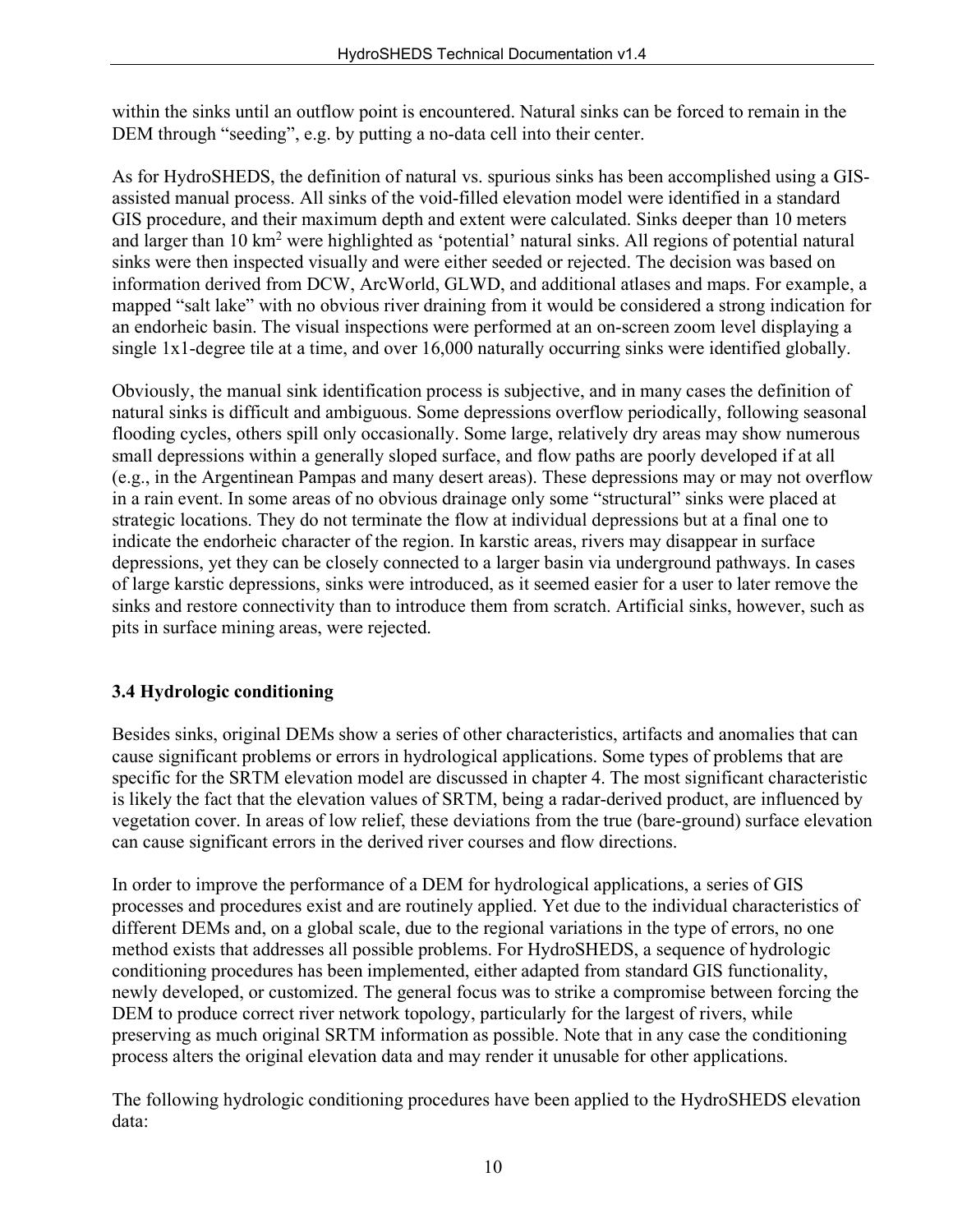within the sinks until an outflow point is encountered. Natural sinks can be forced to remain in the DEM through "seeding", e.g. by putting a no-data cell into their center.

As for HydroSHEDS, the definition of natural vs. spurious sinks has been accomplished using a GIS-assisted manual process. All sinks of the void-filled elevation model were identified in a standard GIS procedure, and their maximum depth and extent were calculated. Sinks deeper than 10 meters and larger than 10 $km^2$ were highlighted as 'potential' natural sinks. All regions of potential natural sinks were then inspected visually and were either seeded or rejected. The decision was based on information derived from DCW, ArcWorld, GLWD, and additional atlases and maps. For example, a mapped "salt lake" with no obvious river draining from it would be considered a strong indication for an endorheic basin. The visual inspections were performed at an on-screen zoom level displaying a single 1x1-degree tile at a time, and over 16,000 naturally occurring sinks were identified globally.

Obviously, the manual sink identification process is subjective, and in many cases the definition of natural sinks is difficult and ambiguous. Some depressions overflow periodically, following seasonal flooding cycles, others spill only occasionally. Some large, relatively dry areas may show numerous small depressions within a generally sloped surface, and flow paths are poorly developed if at all (e.g., in the Argentinean Pampas and many desert areas). These depressions may or may not overflow in a rain event. In some areas of no obvious drainage only some "structural" sinks were placed at strategic locations. They do not terminate the flow at individual depressions but at a final one to indicate the endorheic character of the region. In karstic areas, rivers may disappear in surface depressions, yet they can be closely connected to a larger basin via underground pathways. In cases of large karstic depressions, sinks were introduced, as it seemed easier for a user to later remove the sinks and restore connectivity than to introduce them from scratch. Artificial sinks, however, such as pits in surface mining areas, were rejected.

### 3.4 Hydrologic conditioning

Besides sinks, original DEMs show a series of other characteristics, artifacts and anomalies that can cause significant problems or errors in hydrological applications. Some types of problems that are specific for the SRTM elevation model are discussed in chapter 4. The most significant characteristic is likely the fact that the elevation values of SRTM, being a radar-derived product, are influenced by vegetation cover. In areas of low relief, these deviations from the true (bare-ground) surface elevation can cause significant errors in the derived river courses and flow directions.

In order to improve the performance of a DEM for hydrological applications, a series of GIS processes and procedures exist and are routinely applied. Yet due to the individual characteristics of different DEMs and, on a global scale, due to the regional variations in the type of errors, no one method exists that addresses all possible problems. For HydroSHEDS, a sequence of hydrologic conditioning procedures has been implemented, either adapted from standard GIS functionality, newly developed, or customized. The general focus was to strike a compromise between forcing the DEM to produce correct river network topology, particularly for the largest of rivers, while preserving as much original SRTM information as possible. Note that in any case the conditioning process alters the original elevation data and may render it unusable for other applications.

The following hydrologic conditioning procedures have been applied to the HydroSHEDS elevation data: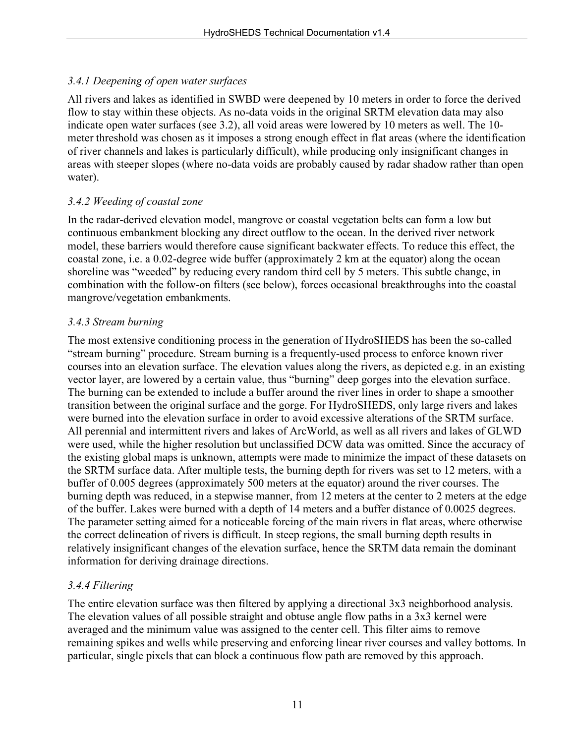### *3.4.1 Deepening of open water surfaces*

All rivers and lakes as identified in SWBD were deepened by 10 meters in order to force the derived flow to stay within these objects. As no-data voids in the original SRTM elevation data may also indicate open water surfaces (see 3.2), all void areas were lowered by 10 meters as well. The 10-meter threshold was chosen as it imposes a strong enough effect in flat areas (where the identification of river channels and lakes is particularly difficult), while producing only insignificant changes in areas with steeper slopes (where no-data voids are probably caused by radar shadow rather than open water).

### *3.4.2 Weeding of coastal zone*

In the radar-derived elevation model, mangrove or coastal vegetation belts can form a low but continuous embankment blocking any direct outflow to the ocean. In the derived river network model, these barriers would therefore cause significant backwater effects. To reduce this effect, the coastal zone, i.e. a 0.02-degree wide buffer (approximately 2 km at the equator) along the ocean shoreline was "weeded" by reducing every random third cell by 5 meters. This subtle change, in combination with the follow-on filters (see below), forces occasional breakthroughs into the coastal mangrove/vegetation embankments.

### *3.4.3 Stream burning*

The most extensive conditioning process in the generation of HydroSHEDS has been the so-called "stream burning" procedure. Stream burning is a frequently-used process to enforce known river courses into an elevation surface. The elevation values along the rivers, as depicted e.g. in an existing vector layer, are lowered by a certain value, thus "burning" deep gorges into the elevation surface. The burning can be extended to include a buffer around the river lines in order to shape a smoother transition between the original surface and the gorge. For HydroSHEDS, only large rivers and lakes were burned into the elevation surface in order to avoid excessive alterations of the SRTM surface. All perennial and intermittent rivers and lakes of ArcWorld, as well as all rivers and lakes of GLWD were used, while the higher resolution but unclassified DCW data was omitted. Since the accuracy of the existing global maps is unknown, attempts were made to minimize the impact of these datasets on the SRTM surface data. After multiple tests, the burning depth for rivers was set to 12 meters, with a buffer of 0.005 degrees (approximately 500 meters at the equator) around the river courses. The burning depth was reduced, in a stepwise manner, from 12 meters at the center to 2 meters at the edge of the buffer. Lakes were burned with a depth of 14 meters and a buffer distance of 0.0025 degrees. The parameter setting aimed for a noticeable forcing of the main rivers in flat areas, where otherwise the correct delineation of rivers is difficult. In steep regions, the small burning depth results in relatively insignificant changes of the elevation surface, hence the SRTM data remain the dominant information for deriving drainage directions.

### *3.4.4 Filtering*

The entire elevation surface was then filtered by applying a directional 3x3 neighborhood analysis. The elevation values of all possible straight and obtuse angle flow paths in a 3x3 kernel were averaged and the minimum value was assigned to the center cell. This filter aims to remove remaining spikes and wells while preserving and enforcing linear river courses and valley bottoms. In particular, single pixels that can block a continuous flow path are removed by this approach.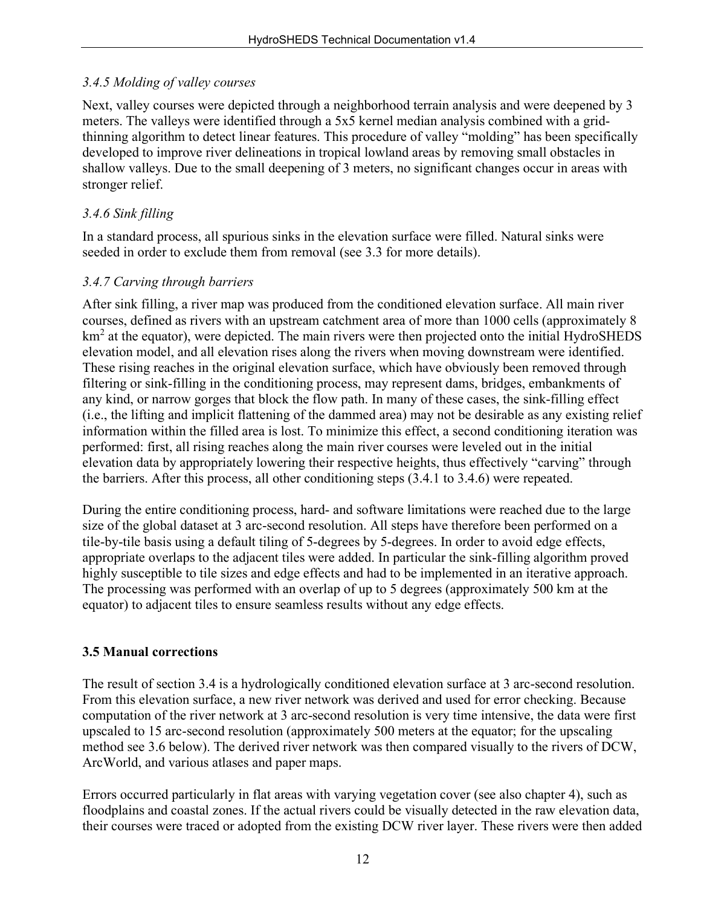### *3.4.5 Molding of valley courses*

Next, valley courses were depicted through a neighborhood terrain analysis and were deepened by 3 meters. The valleys were identified through a 5x5 kernel median analysis combined with a grid-thinning algorithm to detect linear features. This procedure of valley "molding" has been specifically developed to improve river delineations in tropical lowland areas by removing small obstacles in shallow valleys. Due to the small deepening of 3 meters, no significant changes occur in areas with stronger relief.

### *3.4.6 Sink filling*

In a standard process, all spurious sinks in the elevation surface were filled. Natural sinks were seeded in order to exclude them from removal (see 3.3 for more details).

### *3.4.7 Carving through barriers*

After sink filling, a river map was produced from the conditioned elevation surface. All main river courses, defined as rivers with an upstream catchment area of more than 1000 cells (approximately 8 $km^2$ at the equator), were depicted. The main rivers were then projected onto the initial HydroSHEDS elevation model, and all elevation rises along the rivers when moving downstream were identified. These rising reaches in the original elevation surface, which have obviously been removed through filtering or sink-filling in the conditioning process, may represent dams, bridges, embankments of any kind, or narrow gorges that block the flow path. In many of these cases, the sink-filling effect (i.e., the lifting and implicit flattening of the dammed area) may not be desirable as any existing relief information within the filled area is lost. To minimize this effect, a second conditioning iteration was performed: first, all rising reaches along the main river courses were leveled out in the initial elevation data by appropriately lowering their respective heights, thus effectively "carving" through the barriers. After this process, all other conditioning steps (3.4.1 to 3.4.6) were repeated.

During the entire conditioning process, hard- and software limitations were reached due to the large size of the global dataset at 3 arc-second resolution. All steps have therefore been performed on a tile-by-tile basis using a default tiling of 5-degrees by 5-degrees. In order to avoid edge effects, appropriate overlaps to the adjacent tiles were added. In particular the sink-filling algorithm proved highly susceptible to tile sizes and edge effects and had to be implemented in an iterative approach. The processing was performed with an overlap of up to 5 degrees (approximately 500 km at the equator) to adjacent tiles to ensure seamless results without any edge effects.

## 3.5 Manual corrections

The result of section 3.4 is a hydrologically conditioned elevation surface at 3 arc-second resolution. From this elevation surface, a new river network was derived and used for error checking. Because computation of the river network at 3 arc-second resolution is very time intensive, the data were first upscaled to 15 arc-second resolution (approximately 500 meters at the equator; for the upscaling method see 3.6 below). The derived river network was then compared visually to the rivers of DCW, ArcWorld, and various atlases and paper maps.

Errors occurred particularly in flat areas with varying vegetation cover (see also chapter 4), such as floodplains and coastal zones. If the actual rivers could be visually detected in the raw elevation data, their courses were traced or adopted from the existing DCW river layer. These rivers were then added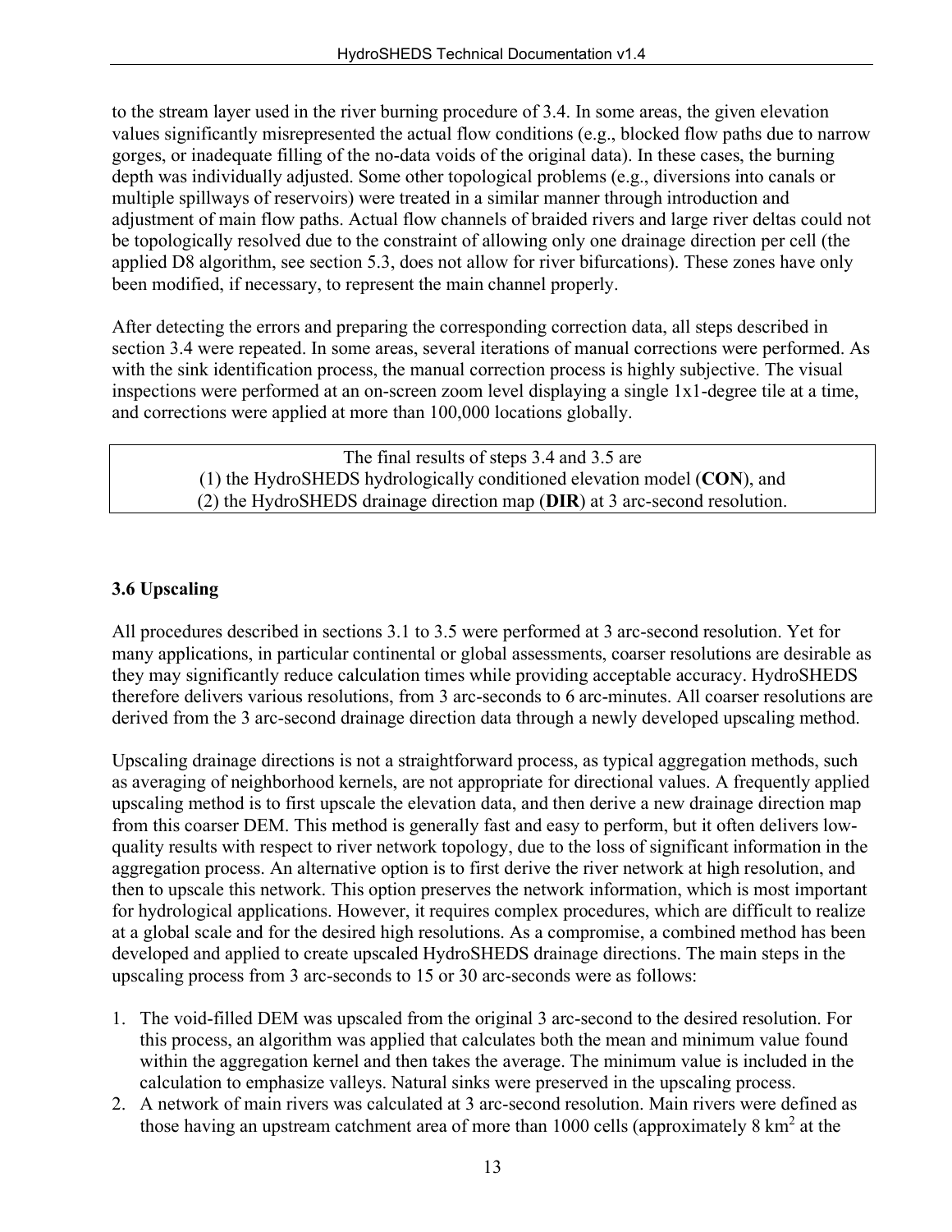to the stream layer used in the river burning procedure of 3.4. In some areas, the given elevation values significantly misrepresented the actual flow conditions (e.g., blocked flow paths due to narrow gorges, or inadequate filling of the no-data voids of the original data). In these cases, the burning depth was individually adjusted. Some other topological problems (e.g., diversions into canals or multiple spillways of reservoirs) were treated in a similar manner through introduction and adjustment of main flow paths. Actual flow channels of braided rivers and large river deltas could not be topologically resolved due to the constraint of allowing only one drainage direction per cell (the applied D8 algorithm, see section 5.3, does not allow for river bifurcations). These zones have only been modified, if necessary, to represent the main channel properly.

After detecting the errors and preparing the corresponding correction data, all steps described in section 3.4 were repeated. In some areas, several iterations of manual corrections were performed. As with the sink identification process, the manual correction process is highly subjective. The visual inspections were performed at an on-screen zoom level displaying a single 1x1-degree tile at a time, and corrections were applied at more than 100,000 locations globally.

| The final results of steps 3.4 and 3.5 are<br>(1) the HydroSHEDS hydrologically conditioned elevation model (**CON**), and<br>(2) the HydroSHEDS drainage direction map (**DIR**) at 3 arc-second resolution. |
|---|

### 3.6 Upscaling

All procedures described in sections 3.1 to 3.5 were performed at 3 arc-second resolution. Yet for many applications, in particular continental or global assessments, coarser resolutions are desirable as they may significantly reduce calculation times while providing acceptable accuracy. HydroSHEDS therefore delivers various resolutions, from 3 arc-seconds to 6 arc-minutes. All coarser resolutions are derived from the 3 arc-second drainage direction data through a newly developed upscaling method.

Upscaling drainage directions is not a straightforward process, as typical aggregation methods, such as averaging of neighborhood kernels, are not appropriate for directional values. A frequently applied upscaling method is to first upscale the elevation data, and then derive a new drainage direction map from this coarser DEM. This method is generally fast and easy to perform, but it often delivers low-quality results with respect to river network topology, due to the loss of significant information in the aggregation process. An alternative option is to first derive the river network at high resolution, and then to upscale this network. This option preserves the network information, which is most important for hydrological applications. However, it requires complex procedures, which are difficult to realize at a global scale and for the desired high resolutions. As a compromise, a combined method has been developed and applied to create upscaled HydroSHEDS drainage directions. The main steps in the upscaling process from 3 arc-seconds to 15 or 30 arc-seconds were as follows:

1. The void-filled DEM was upscaled from the original 3 arc-second to the desired resolution. For this process, an algorithm was applied that calculates both the mean and minimum value found within the aggregation kernel and then takes the average. The minimum value is included in the calculation to emphasize valleys. Natural sinks were preserved in the upscaling process.
2. A network of main rivers was calculated at 3 arc-second resolution. Main rivers were defined as those having an upstream catchment area of more than 1000 cells (approximately 8 km$^2$ at the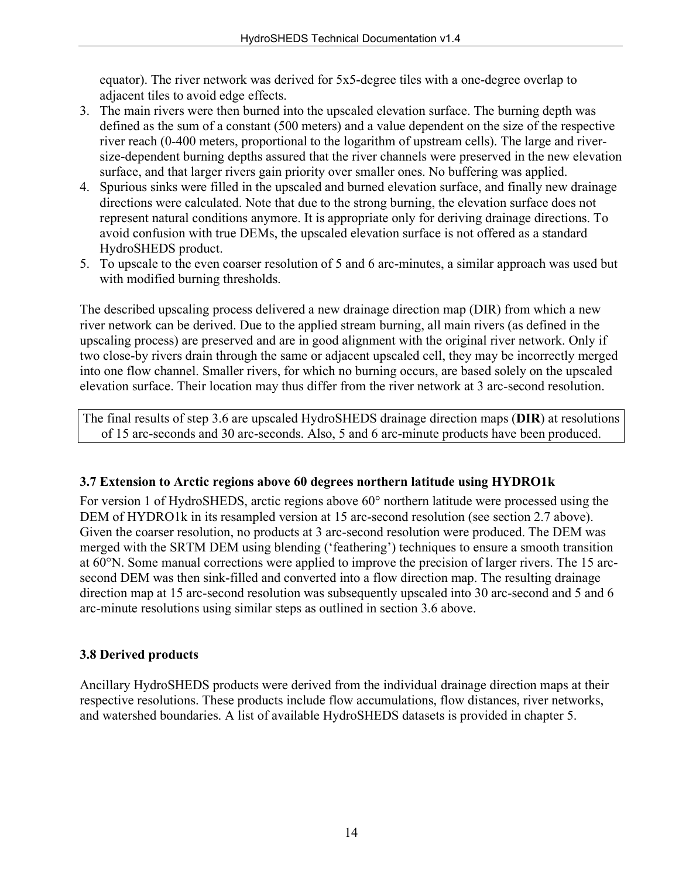equator). The river network was derived for 5x5-degree tiles with a one-degree overlap to adjacent tiles to avoid edge effects.

3. The main rivers were then burned into the upscaled elevation surface. The burning depth was defined as the sum of a constant (500 meters) and a value dependent on the size of the respective river reach (0-400 meters, proportional to the logarithm of upstream cells). The large and river-size-dependent burning depths assured that the river channels were preserved in the new elevation surface, and that larger rivers gain priority over smaller ones. No buffering was applied.
4. Spurious sinks were filled in the upscaled and burned elevation surface, and finally new drainage directions were calculated. Note that due to the strong burning, the elevation surface does not represent natural conditions anymore. It is appropriate only for deriving drainage directions. To avoid confusion with true DEMs, the upscaled elevation surface is not offered as a standard HydroSHEDS product.
5. To upscale to the even coarser resolution of 5 and 6 arc-minutes, a similar approach was used but with modified burning thresholds.

The described upscaling process delivered a new drainage direction map (DIR) from which a new river network can be derived. Due to the applied stream burning, all main rivers (as defined in the upscaling process) are preserved and are in good alignment with the original river network. Only if two close-by rivers drain through the same or adjacent upscaled cell, they may be incorrectly merged into one flow channel. Smaller rivers, for which no burning occurs, are based solely on the upscaled elevation surface. Their location may thus differ from the river network at 3 arc-second resolution.

The final results of step 3.6 are upscaled HydroSHEDS drainage direction maps (**DIR**) at resolutions of 15 arc-seconds and 30 arc-seconds. Also, 5 and 6 arc-minute products have been produced.

### 3.7 Extension to Arctic regions above 60 degrees northern latitude using HYDRO1k

For version 1 of HydroSHEDS, arctic regions above 60° northern latitude were processed using the DEM of HYDRO1k in its resampled version at 15 arc-second resolution (see section 2.7 above). Given the coarser resolution, no products at 3 arc-second resolution were produced. The DEM was merged with the SRTM DEM using blending ('feathering') techniques to ensure a smooth transition at 60°N. Some manual corrections were applied to improve the precision of larger rivers. The 15 arc-second DEM was then sink-filled and converted into a flow direction map. The resulting drainage direction map at 15 arc-second resolution was subsequently upscaled into 30 arc-second and 5 and 6 arc-minute resolutions using similar steps as outlined in section 3.6 above.

### 3.8 Derived products

Ancillary HydroSHEDS products were derived from the individual drainage direction maps at their respective resolutions. These products include flow accumulations, flow distances, river networks, and watershed boundaries. A list of available HydroSHEDS datasets is provided in chapter 5.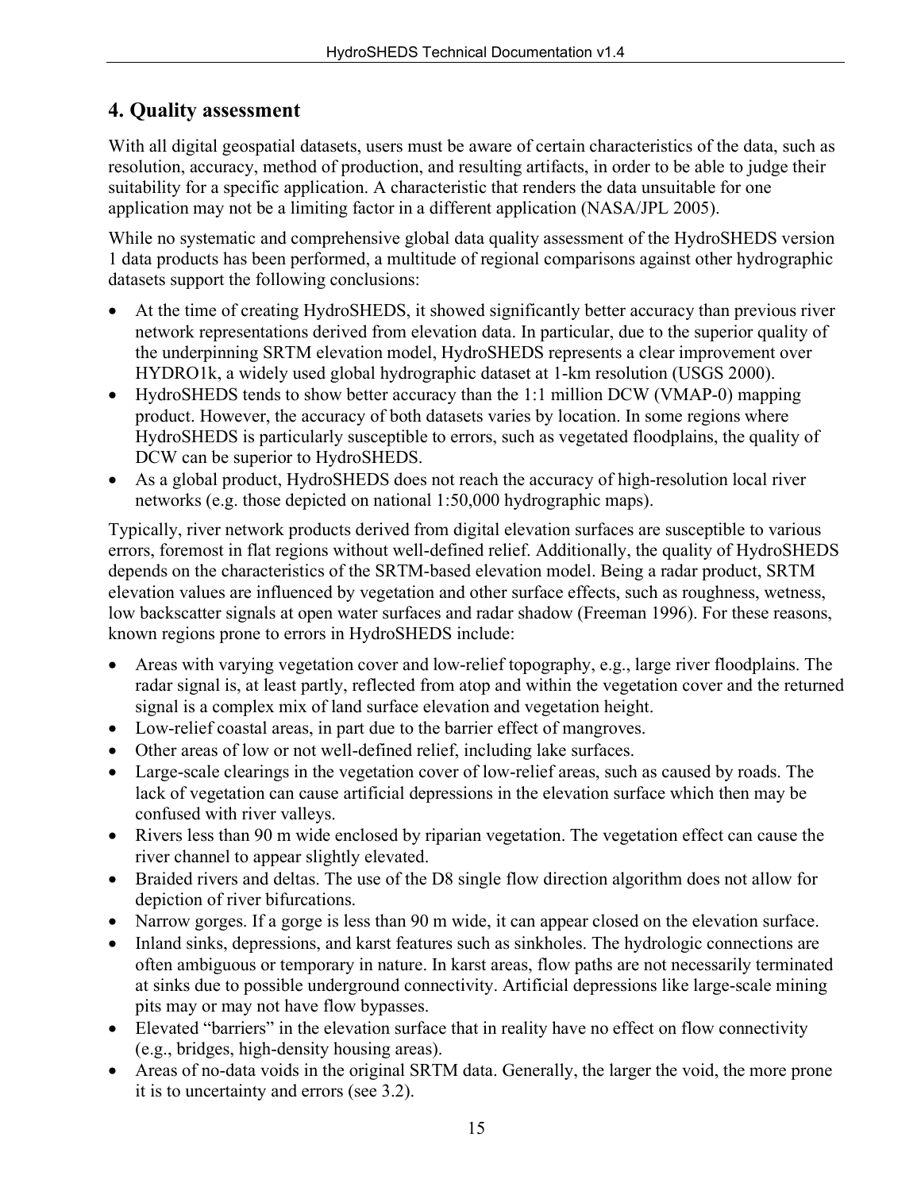# 4. Quality assessment

With all digital geospatial datasets, users must be aware of certain characteristics of the data, such as resolution, accuracy, method of production, and resulting artifacts, in order to be able to judge their suitability for a specific application. A characteristic that renders the data unsuitable for one application may not be a limiting factor in a different application (NASA/JPL 2005).

While no systematic and comprehensive global data quality assessment of the HydroSHEDS version 1 data products has been performed, a multitude of regional comparisons against other hydrographic datasets support the following conclusions:

- At the time of creating HydroSHEDS, it showed significantly better accuracy than previous river network representations derived from elevation data. In particular, due to the superior quality of the underpinning SRTM elevation model, HydroSHEDS represents a clear improvement over HYDRO1k, a widely used global hydrographic dataset at 1-km resolution (USGS 2000).
- HydroSHEDS tends to show better accuracy than the 1:1 million DCW (VMAP-0) mapping product. However, the accuracy of both datasets varies by location. In some regions where HydroSHEDS is particularly susceptible to errors, such as vegetated floodplains, the quality of DCW can be superior to HydroSHEDS.
- As a global product, HydroSHEDS does not reach the accuracy of high-resolution local river networks (e.g. those depicted on national 1:50,000 hydrographic maps).

Typically, river network products derived from digital elevation surfaces are susceptible to various errors, foremost in flat regions without well-defined relief. Additionally, the quality of HydroSHEDS depends on the characteristics of the SRTM-based elevation model. Being a radar product, SRTM elevation values are influenced by vegetation and other surface effects, such as roughness, wetness, low backscatter signals at open water surfaces and radar shadow (Freeman 1996). For these reasons, known regions prone to errors in HydroSHEDS include:

- Areas with varying vegetation cover and low-relief topography, e.g., large river floodplains. The radar signal is, at least partly, reflected from atop and within the vegetation cover and the returned signal is a complex mix of land surface elevation and vegetation height.
- Low-relief coastal areas, in part due to the barrier effect of mangroves.
- Other areas of low or not well-defined relief, including lake surfaces.
- Large-scale clearings in the vegetation cover of low-relief areas, such as caused by roads. The lack of vegetation can cause artificial depressions in the elevation surface which then may be confused with river valleys.
- Rivers less than 90 m wide enclosed by riparian vegetation. The vegetation effect can cause the river channel to appear slightly elevated.
- Braided rivers and deltas. The use of the D8 single flow direction algorithm does not allow for depiction of river bifurcations.
- Narrow gorges. If a gorge is less than 90 m wide, it can appear closed on the elevation surface.
- Inland sinks, depressions, and karst features such as sinkholes. The hydrologic connections are often ambiguous or temporary in nature. In karst areas, flow paths are not necessarily terminated at sinks due to possible underground connectivity. Artificial depressions like large-scale mining pits may or may not have flow bypasses.
- Elevated "barriers" in the elevation surface that in reality have no effect on flow connectivity (e.g., bridges, high-density housing areas).
- Areas of no-data voids in the original SRTM data. Generally, the larger the void, the more prone it is to uncertainty and errors (see 3.2).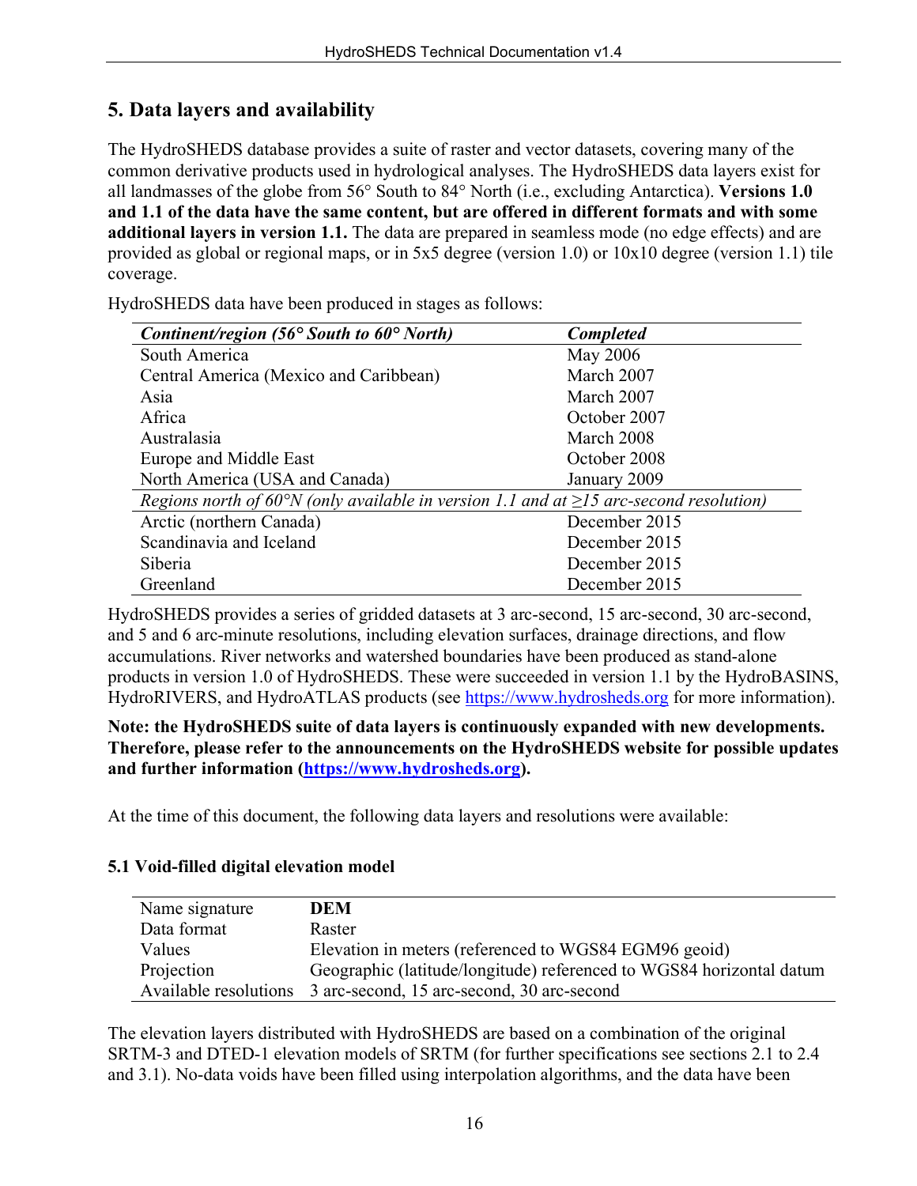## 5. Data layers and availability

The HydroSHEDS database provides a suite of raster and vector datasets, covering many of the common derivative products used in hydrological analyses. The HydroSHEDS data layers exist for all landmasses of the globe from 56° South to 84° North (i.e., excluding Antarctica). **Versions 1.0 and 1.1 of the data have the same content, but are offered in different formats and with some additional layers in version 1.1.** The data are prepared in seamless mode (no edge effects) and are provided as global or regional maps, or in 5x5 degree (version 1.0) or 10x10 degree (version 1.1) tile coverage.

HydroSHEDS data have been produced in stages as follows:

| ***Continent/region (56° South to 60° North)*** | ***Completed*** |
|---|---|
| South America | May 2006 |
| Central America (Mexico and Caribbean) | March 2007 |
| Asia | March 2007 |
| Africa | October 2007 |
| Australasia | March 2008 |
| Europe and Middle East | October 2008 |
| North America (USA and Canada) | January 2009 |
| *Regions north of 60°N (only available in version 1.1 and at ≥15 arc-second resolution)* | |
| Arctic (northern Canada) | December 2015 |
| Scandinavia and Iceland | December 2015 |
| Siberia | December 2015 |
| Greenland | December 2015 |

HydroSHEDS provides a series of gridded datasets at 3 arc-second, 15 arc-second, 30 arc-second, and 5 and 6 arc-minute resolutions, including elevation surfaces, drainage directions, and flow accumulations. River networks and watershed boundaries have been produced as stand-alone products in version 1.0 of HydroSHEDS. These were succeeded in version 1.1 by the HydroBASINS, HydroRIVERS, and HydroATLAS products (see https://www.hydrosheds.org for more information).

**Note: the HydroSHEDS suite of data layers is continuously expanded with new developments. Therefore, please refer to the announcements on the HydroSHEDS website for possible updates and further information (https://www.hydrosheds.org).**

At the time of this document, the following data layers and resolutions were available:

### 5.1 Void-filled digital elevation model

| Name signature | **DEM** |
|---|---|
| Data format | Raster |
| Values | Elevation in meters (referenced to WGS84 EGM96 geoid) |
| Projection | Geographic (latitude/longitude) referenced to WGS84 horizontal datum |
| Available resolutions | 3 arc-second, 15 arc-second, 30 arc-second |

The elevation layers distributed with HydroSHEDS are based on a combination of the original SRTM-3 and DTED-1 elevation models of SRTM (for further specifications see sections 2.1 to 2.4 and 3.1). No-data voids have been filled using interpolation algorithms, and the data have been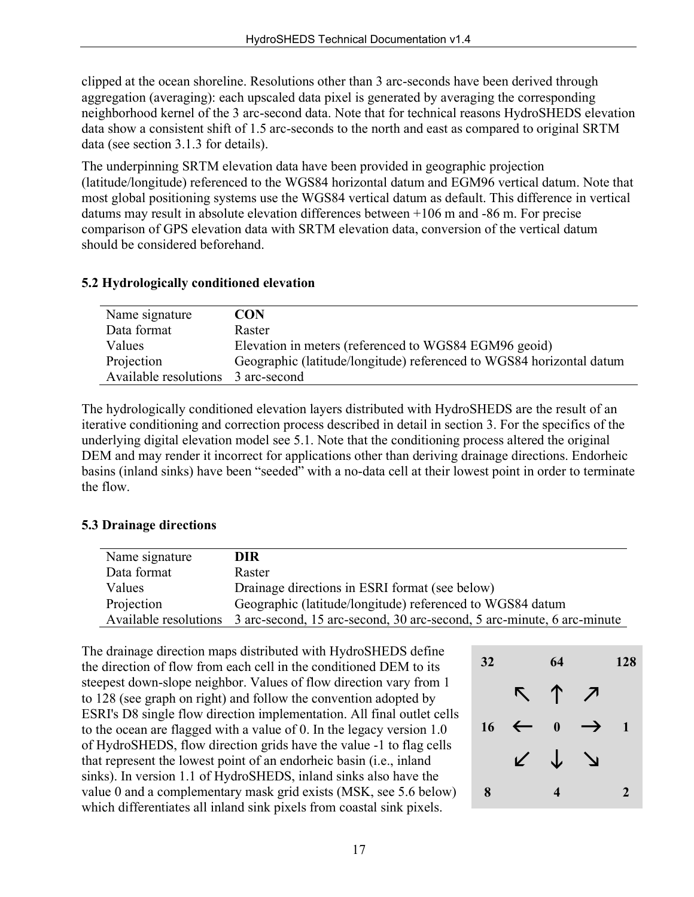clipped at the ocean shoreline. Resolutions other than 3 arc-seconds have been derived through aggregation (averaging): each upscaled data pixel is generated by averaging the corresponding neighborhood kernel of the 3 arc-second data. Note that for technical reasons HydroSHEDS elevation data show a consistent shift of 1.5 arc-seconds to the north and east as compared to original SRTM data (see section 3.1.3 for details).

The underpinning SRTM elevation data have been provided in geographic projection (latitude/longitude) referenced to the WGS84 horizontal datum and EGM96 vertical datum. Note that most global positioning systems use the WGS84 vertical datum as default. This difference in vertical datums may result in absolute elevation differences between +106 m and -86 m. For precise comparison of GPS elevation data with SRTM elevation data, conversion of the vertical datum should be considered beforehand.

### 5.2 Hydrologically conditioned elevation

| Name signature | **CON** |
|---|---|
| Data format | Raster |
| Values | Elevation in meters (referenced to WGS84 EGM96 geoid) |
| Projection | Geographic (latitude/longitude) referenced to WGS84 horizontal datum |
| Available resolutions | 3 arc-second |

The hydrologically conditioned elevation layers distributed with HydroSHEDS are the result of an iterative conditioning and correction process described in detail in section 3. For the specifics of the underlying digital elevation model see 5.1. Note that the conditioning process altered the original DEM and may render it incorrect for applications other than deriving drainage directions. Endorheic basins (inland sinks) have been "seeded" with a no-data cell at their lowest point in order to terminate the flow.

### 5.3 Drainage directions

| Name signature | **DIR** |
|---|---|
| Data format | Raster |
| Values | Drainage directions in ESRI format (see below) |
| Projection | Geographic (latitude/longitude) referenced to WGS84 datum |
| Available resolutions | 3 arc-second, 15 arc-second, 30 arc-second, 5 arc-minute, 6 arc-minute |

The drainage direction maps distributed with HydroSHEDS define the direction of flow from each cell in the conditioned DEM to its steepest down-slope neighbor. Values of flow direction vary from 1 to 128 (see graph on right) and follow the convention adopted by ESRI's D8 single flow direction implementation. All final outlet cells to the ocean are flagged with a value of 0. In the legacy version 1.0 of HydroSHEDS, flow direction grids have the value -1 to flag cells that represent the lowest point of an endorheic basin (i.e., inland sinks). In version 1.1 of HydroSHEDS, inland sinks also have the value 0 and a complementary mask grid exists (MSK, see 5.6 below) which differentiates all inland sink pixels from coastal sink pixels.

| | | | | |
|---|---|---|---|---|
| **32** | | **64** | | **128** |
| | ↖ | ↑ | ↗ | |
| **16** | ← | **0** | → | **1** |
| | ↙ | ↓ | ↘ | |
| **8** | | **4** | | **2** |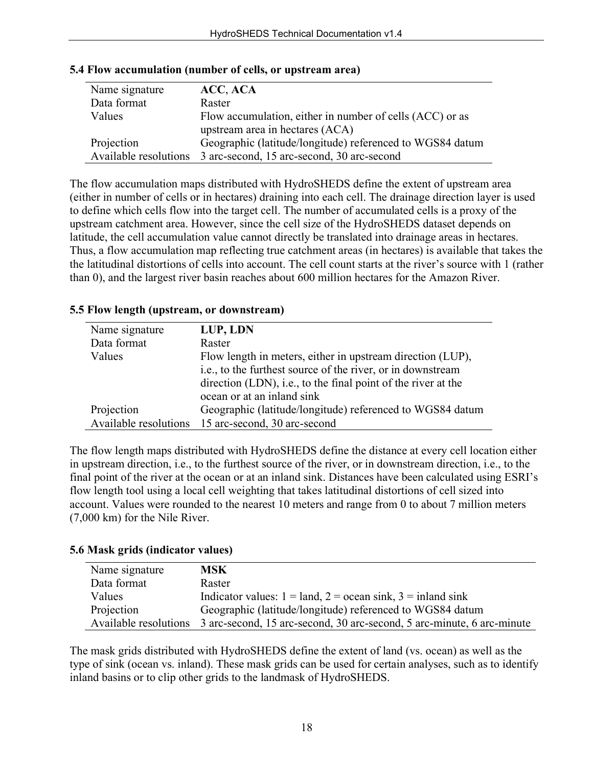### 5.4 Flow accumulation (number of cells, or upstream area)

| | |
|---|---|
| Name signature | **ACC**, **ACA** |
| Data format | Raster |
| Values | Flow accumulation, either in number of cells (ACC) or as upstream area in hectares (ACA) |
| Projection | Geographic (latitude/longitude) referenced to WGS84 datum |
| Available resolutions | 3 arc-second, 15 arc-second, 30 arc-second |

The flow accumulation maps distributed with HydroSHEDS define the extent of upstream area (either in number of cells or in hectares) draining into each cell. The drainage direction layer is used to define which cells flow into the target cell. The number of accumulated cells is a proxy of the upstream catchment area. However, since the cell size of the HydroSHEDS dataset depends on latitude, the cell accumulation value cannot directly be translated into drainage areas in hectares. Thus, a flow accumulation map reflecting true catchment areas (in hectares) is available that takes the the latitudinal distortions of cells into account. The cell count starts at the river's source with 1 (rather than 0), and the largest river basin reaches about 600 million hectares for the Amazon River.

### 5.5 Flow length (upstream, or downstream)

| | |
|---|---|
| Name signature | **LUP, LDN** |
| Data format | Raster |
| Values | Flow length in meters, either in upstream direction (LUP), i.e., to the furthest source of the river, or in downstream direction (LDN), i.e., to the final point of the river at the ocean or at an inland sink |
| Projection | Geographic (latitude/longitude) referenced to WGS84 datum |
| Available resolutions | 15 arc-second, 30 arc-second |

The flow length maps distributed with HydroSHEDS define the distance at every cell location either in upstream direction, i.e., to the furthest source of the river, or in downstream direction, i.e., to the final point of the river at the ocean or at an inland sink. Distances have been calculated using ESRI's flow length tool using a local cell weighting that takes latitudinal distortions of cell sized into account. Values were rounded to the nearest 10 meters and range from 0 to about 7 million meters (7,000 km) for the Nile River.

### 5.6 Mask grids (indicator values)

| | |
|---|---|
| Name signature | **MSK** |
| Data format | Raster |
| Values | Indicator values: 1 = land, 2 = ocean sink, 3 = inland sink |
| Projection | Geographic (latitude/longitude) referenced to WGS84 datum |
| Available resolutions | 3 arc-second, 15 arc-second, 30 arc-second, 5 arc-minute, 6 arc-minute |

The mask grids distributed with HydroSHEDS define the extent of land (vs. ocean) as well as the type of sink (ocean vs. inland). These mask grids can be used for certain analyses, such as to identify inland basins or to clip other grids to the landmask of HydroSHEDS.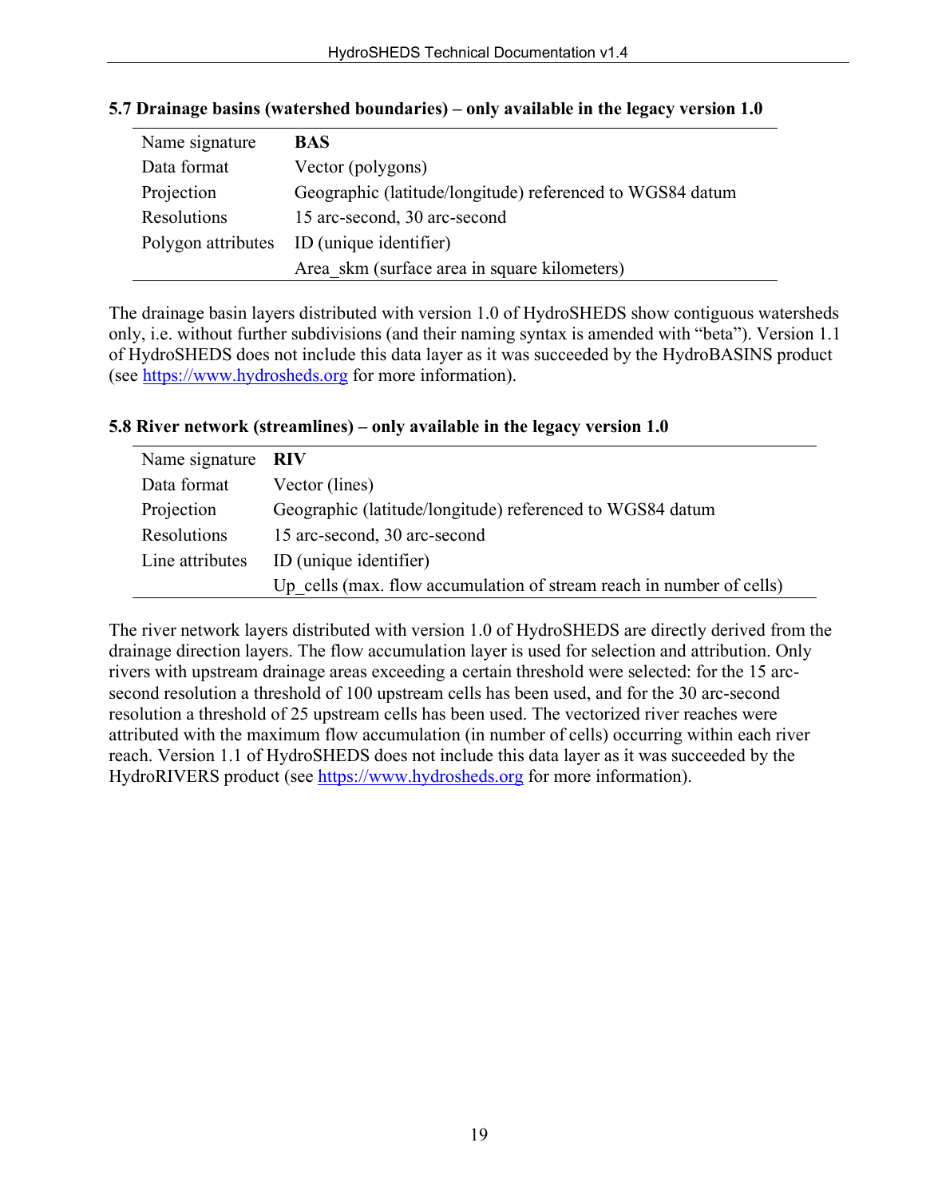### 5.7 Drainage basins (watershed boundaries) – only available in the legacy version 1.0

| | |
|---|---|
| Name signature | **BAS** |
| Data format | Vector (polygons) |
| Projection | Geographic (latitude/longitude) referenced to WGS84 datum |
| Resolutions | 15 arc-second, 30 arc-second |
| Polygon attributes | ID (unique identifier) |
| | Area_skm (surface area in square kilometers) |

The drainage basin layers distributed with version 1.0 of HydroSHEDS show contiguous watersheds only, i.e. without further subdivisions (and their naming syntax is amended with "beta"). Version 1.1 of HydroSHEDS does not include this data layer as it was succeeded by the HydroBASINS product (see https://www.hydrosheds.org for more information).

### 5.8 River network (streamlines) – only available in the legacy version 1.0

| | |
|---|---|
| Name signature | **RIV** |
| Data format | Vector (lines) |
| Projection | Geographic (latitude/longitude) referenced to WGS84 datum |
| Resolutions | 15 arc-second, 30 arc-second |
| Line attributes | ID (unique identifier) |
| | Up_cells (max. flow accumulation of stream reach in number of cells) |

The river network layers distributed with version 1.0 of HydroSHEDS are directly derived from the drainage direction layers. The flow accumulation layer is used for selection and attribution. Only rivers with upstream drainage areas exceeding a certain threshold were selected: for the 15 arc-second resolution a threshold of 100 upstream cells has been used, and for the 30 arc-second resolution a threshold of 25 upstream cells has been used. The vectorized river reaches were attributed with the maximum flow accumulation (in number of cells) occurring within each river reach. Version 1.1 of HydroSHEDS does not include this data layer as it was succeeded by the HydroRIVERS product (see https://www.hydrosheds.org for more information).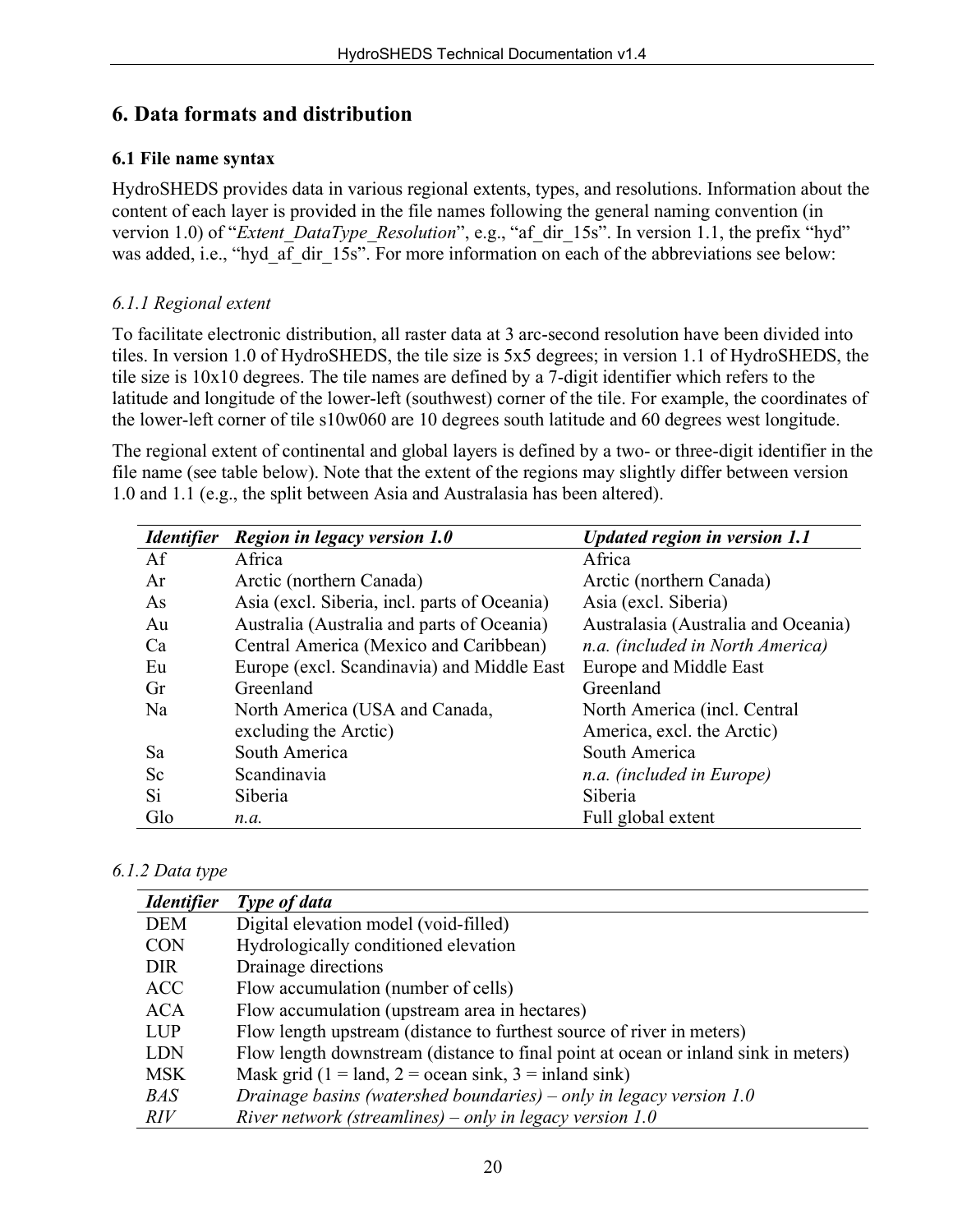## 6. Data formats and distribution

### 6.1 File name syntax

HydroSHEDS provides data in various regional extents, types, and resolutions. Information about the content of each layer is provided in the file names following the general naming convention (in vervion 1.0) of "*Extent_DataType_Resolution*", e.g., "af_dir_15s". In version 1.1, the prefix "hyd" was added, i.e., "hyd_af_dir_15s". For more information on each of the abbreviations see below:

#### *6.1.1 Regional extent*

To facilitate electronic distribution, all raster data at 3 arc-second resolution have been divided into tiles. In version 1.0 of HydroSHEDS, the tile size is 5x5 degrees; in version 1.1 of HydroSHEDS, the tile size is 10x10 degrees. The tile names are defined by a 7-digit identifier which refers to the latitude and longitude of the lower-left (southwest) corner of the tile. For example, the coordinates of the lower-left corner of tile s10w060 are 10 degrees south latitude and 60 degrees west longitude.

The regional extent of continental and global layers is defined by a two- or three-digit identifier in the file name (see table below). Note that the extent of the regions may slightly differ between version 1.0 and 1.1 (e.g., the split between Asia and Australasia has been altered).

| ***Identifier*** | ***Region in legacy version 1.0*** | ***Updated region in version 1.1*** |
|---|---|---|
| Af | Africa | Africa |
| Ar | Arctic (northern Canada) | Arctic (northern Canada) |
| As | Asia (excl. Siberia, incl. parts of Oceania) | Asia (excl. Siberia) |
| Au | Australia (Australia and parts of Oceania) | Australasia (Australia and Oceania) |
| Ca | Central America (Mexico and Caribbean) | *n.a. (included in North America)* |
| Eu | Europe (excl. Scandinavia) and Middle East | Europe and Middle East |
| Gr | Greenland | Greenland |
| Na | North America (USA and Canada, excluding the Arctic) | North America (incl. Central America, excl. the Arctic) |
| Sa | South America | South America |
| Sc | Scandinavia | *n.a. (included in Europe)* |
| Si | Siberia | Siberia |
| Glo | *n.a.* | Full global extent |

#### *6.1.2 Data type*

| ***Identifier*** | ***Type of data*** |
|---|---|
| DEM | Digital elevation model (void-filled) |
| CON | Hydrologically conditioned elevation |
| DIR | Drainage directions |
| ACC | Flow accumulation (number of cells) |
| ACA | Flow accumulation (upstream area in hectares) |
| LUP | Flow length upstream (distance to furthest source of river in meters) |
| LDN | Flow length downstream (distance to final point at ocean or inland sink in meters) |
| MSK | Mask grid (1 = land, 2 = ocean sink, 3 = inland sink) |
| *BAS* | *Drainage basins (watershed boundaries) – only in legacy version 1.0* |
| *RIV* | *River network (streamlines) – only in legacy version 1.0* |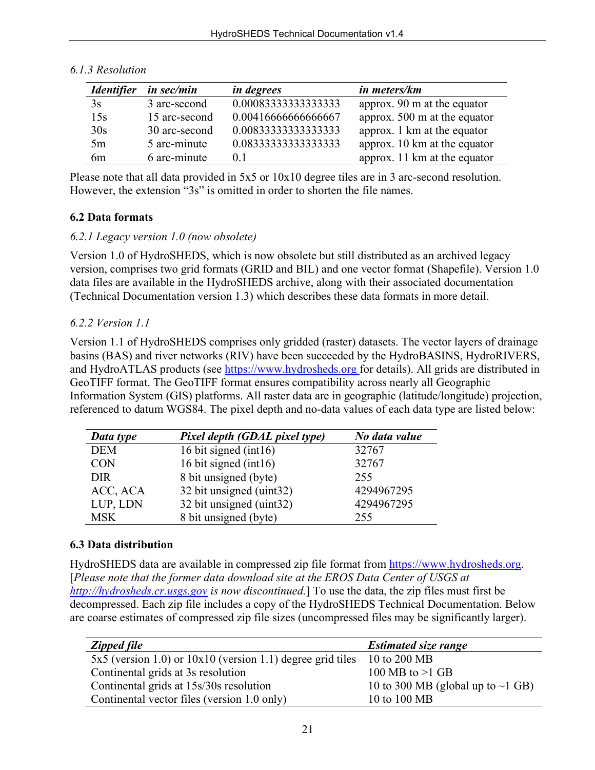*6.1.3 Resolution*

| ***Identifier*** | ***in sec/min*** | ***in degrees*** | ***in meters/km*** |
|---|---|---|---|
| 3s | 3 arc-second | 0.00083333333333333 | approx. 90 m at the equator |
| 15s | 15 arc-second | 0.00416666666666667 | approx. 500 m at the equator |
| 30s | 30 arc-second | 0.00833333333333333 | approx. 1 km at the equator |
| 5m | 5 arc-minute | 0.08333333333333333 | approx. 10 km at the equator |
| 6m | 6 arc-minute | 0.1 | approx. 11 km at the equator |

Please note that all data provided in 5x5 or 10x10 degree tiles are in 3 arc-second resolution. However, the extension "3s" is omitted in order to shorten the file names.

## 6.2 Data formats

*6.2.1 Legacy version 1.0 (now obsolete)*

Version 1.0 of HydroSHEDS, which is now obsolete but still distributed as an archived legacy version, comprises two grid formats (GRID and BIL) and one vector format (Shapefile). Version 1.0 data files are available in the HydroSHEDS archive, along with their associated documentation (Technical Documentation version 1.3) which describes these data formats in more detail.

*6.2.2 Version 1.1*

Version 1.1 of HydroSHEDS comprises only gridded (raster) datasets. The vector layers of drainage basins (BAS) and river networks (RIV) have been succeeded by the HydroBASINS, HydroRIVERS, and HydroATLAS products (see https://www.hydrosheds.org for details). All grids are distributed in GeoTIFF format. The GeoTIFF format ensures compatibility across nearly all Geographic Information System (GIS) platforms. All raster data are in geographic (latitude/longitude) projection, referenced to datum WGS84. The pixel depth and no-data values of each data type are listed below:

| ***Data type*** | ***Pixel depth (GDAL pixel type)*** | ***No data value*** |
|---|---|---|
| DEM | 16 bit signed (int16) | 32767 |
| CON | 16 bit signed (int16) | 32767 |
| DIR | 8 bit unsigned (byte) | 255 |
| ACC, ACA | 32 bit unsigned (uint32) | 4294967295 |
| LUP, LDN | 32 bit unsigned (uint32) | 4294967295 |
| MSK | 8 bit unsigned (byte) | 255 |

## 6.3 Data distribution

HydroSHEDS data are available in compressed zip file format from https://www.hydrosheds.org. [*Please note that the former data download site at the EROS Data Center of USGS at http://hydrosheds.cr.usgs.gov is now discontinued.*] To use the data, the zip files must first be decompressed. Each zip file includes a copy of the HydroSHEDS Technical Documentation. Below are coarse estimates of compressed zip file sizes (uncompressed files may be significantly larger).

| ***Zipped file*** | ***Estimated size range*** |
|---|---|
| 5x5 (version 1.0) or 10x10 (version 1.1) degree grid tiles | 10 to 200 MB |
| Continental grids at 3s resolution | 100 MB to >1 GB |
| Continental grids at 15s/30s resolution | 10 to 300 MB (global up to ~1 GB) |
| Continental vector files (version 1.0 only) | 10 to 100 MB |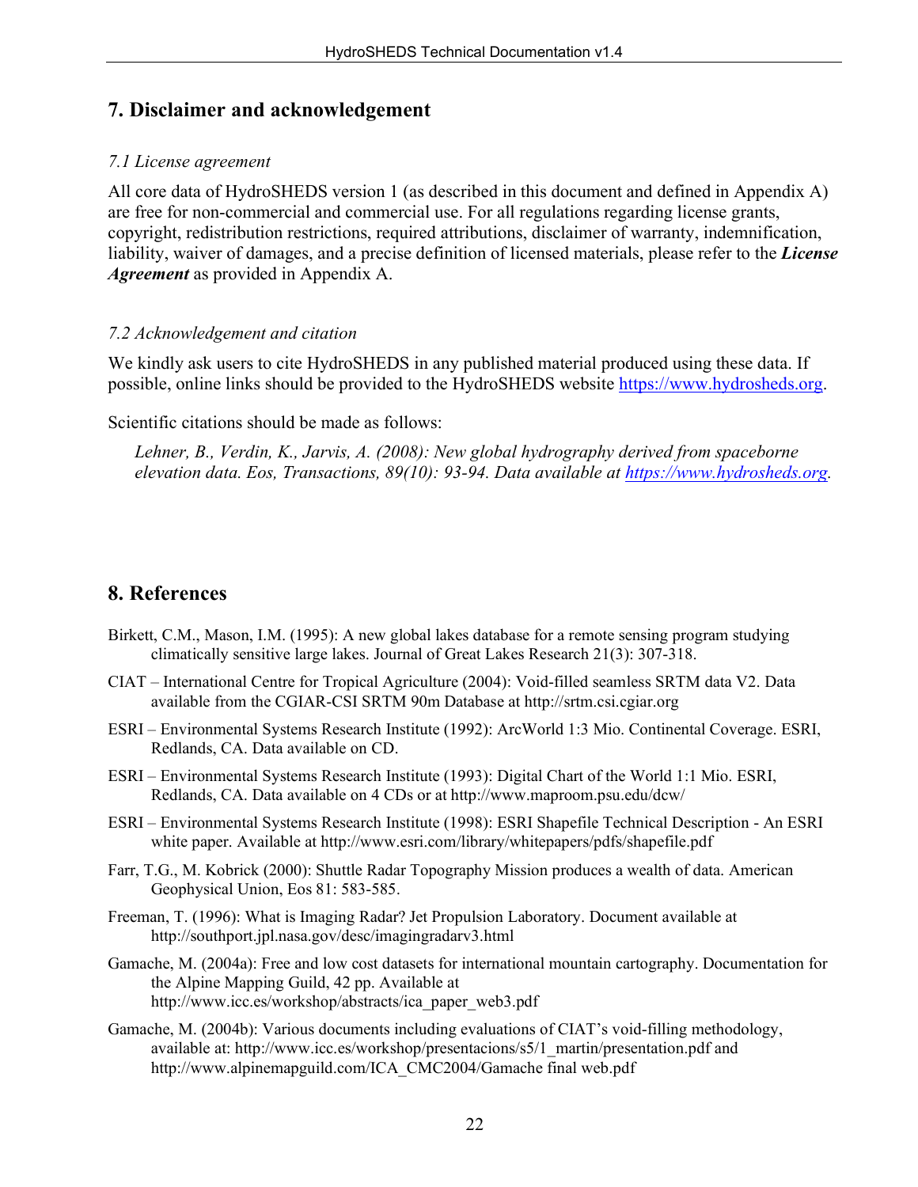# 7. Disclaimer and acknowledgement

*7.1 License agreement*

All core data of HydroSHEDS version 1 (as described in this document and defined in Appendix A) are free for non-commercial and commercial use. For all regulations regarding license grants, copyright, redistribution restrictions, required attributions, disclaimer of warranty, indemnification, liability, waiver of damages, and a precise definition of licensed materials, please refer to the ***License Agreement*** as provided in Appendix A.

*7.2 Acknowledgement and citation*

We kindly ask users to cite HydroSHEDS in any published material produced using these data. If possible, online links should be provided to the HydroSHEDS website https://www.hydrosheds.org.

Scientific citations should be made as follows:

> *Lehner, B., Verdin, K., Jarvis, A. (2008): New global hydrography derived from spaceborne elevation data. Eos, Transactions, 89(10): 93-94. Data available at https://www.hydrosheds.org.*

# 8. References

Birkett, C.M., Mason, I.M. (1995): A new global lakes database for a remote sensing program studying climatically sensitive large lakes. Journal of Great Lakes Research 21(3): 307-318.

CIAT – International Centre for Tropical Agriculture (2004): Void-filled seamless SRTM data V2. Data available from the CGIAR-CSI SRTM 90m Database at http://srtm.csi.cgiar.org

ESRI – Environmental Systems Research Institute (1992): ArcWorld 1:3 Mio. Continental Coverage. ESRI, Redlands, CA. Data available on CD.

ESRI – Environmental Systems Research Institute (1993): Digital Chart of the World 1:1 Mio. ESRI, Redlands, CA. Data available on 4 CDs or at http://www.maproom.psu.edu/dcw/

ESRI – Environmental Systems Research Institute (1998): ESRI Shapefile Technical Description - An ESRI white paper. Available at http://www.esri.com/library/whitepapers/pdfs/shapefile.pdf

Farr, T.G., M. Kobrick (2000): Shuttle Radar Topography Mission produces a wealth of data. American Geophysical Union, Eos 81: 583-585.

Freeman, T. (1996): What is Imaging Radar? Jet Propulsion Laboratory. Document available at http://southport.jpl.nasa.gov/desc/imagingradarv3.html

Gamache, M. (2004a): Free and low cost datasets for international mountain cartography. Documentation for the Alpine Mapping Guild, 42 pp. Available at http://www.icc.es/workshop/abstracts/ica_paper_web3.pdf

Gamache, M. (2004b): Various documents including evaluations of CIAT's void-filling methodology, available at: http://www.icc.es/workshop/presentacions/s5/1_martin/presentation.pdf and http://www.alpinemapguild.com/ICA_CMC2004/Gamache final web.pdf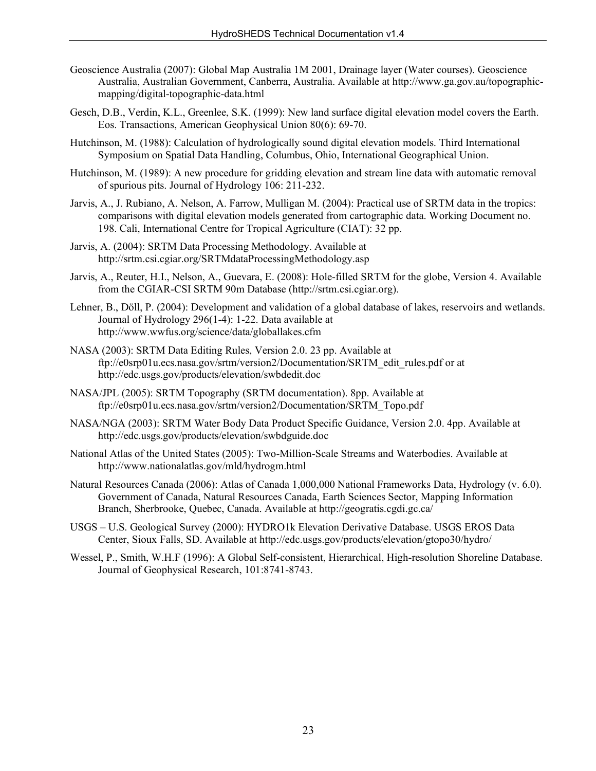Geoscience Australia (2007): Global Map Australia 1M 2001, Drainage layer (Water courses). Geoscience Australia, Australian Government, Canberra, Australia. Available at http://www.ga.gov.au/topographic-mapping/digital-topographic-data.html

Gesch, D.B., Verdin, K.L., Greenlee, S.K. (1999): New land surface digital elevation model covers the Earth. Eos. Transactions, American Geophysical Union 80(6): 69-70.

Hutchinson, M. (1988): Calculation of hydrologically sound digital elevation models. Third International Symposium on Spatial Data Handling, Columbus, Ohio, International Geographical Union.

Hutchinson, M. (1989): A new procedure for gridding elevation and stream line data with automatic removal of spurious pits. Journal of Hydrology 106: 211-232.

Jarvis, A., J. Rubiano, A. Nelson, A. Farrow, Mulligan M. (2004): Practical use of SRTM data in the tropics: comparisons with digital elevation models generated from cartographic data. Working Document no. 198. Cali, International Centre for Tropical Agriculture (CIAT): 32 pp.

Jarvis, A. (2004): SRTM Data Processing Methodology. Available at http://srtm.csi.cgiar.org/SRTMdataProcessingMethodology.asp

Jarvis, A., Reuter, H.I., Nelson, A., Guevara, E. (2008): Hole-filled SRTM for the globe, Version 4. Available from the CGIAR-CSI SRTM 90m Database (http://srtm.csi.cgiar.org).

Lehner, B., Döll, P. (2004): Development and validation of a global database of lakes, reservoirs and wetlands. Journal of Hydrology 296(1-4): 1-22. Data available at http://www.wwfus.org/science/data/globallakes.cfm

NASA (2003): SRTM Data Editing Rules, Version 2.0. 23 pp. Available at ftp://e0srp01u.ecs.nasa.gov/srtm/version2/Documentation/SRTM_edit_rules.pdf or at http://edc.usgs.gov/products/elevation/swbdedit.doc

NASA/JPL (2005): SRTM Topography (SRTM documentation). 8pp. Available at ftp://e0srp01u.ecs.nasa.gov/srtm/version2/Documentation/SRTM_Topo.pdf

NASA/NGA (2003): SRTM Water Body Data Product Specific Guidance, Version 2.0. 4pp. Available at http://edc.usgs.gov/products/elevation/swbdguide.doc

National Atlas of the United States (2005): Two-Million-Scale Streams and Waterbodies. Available at http://www.nationalatlas.gov/mld/hydrogm.html

Natural Resources Canada (2006): Atlas of Canada 1,000,000 National Frameworks Data, Hydrology (v. 6.0). Government of Canada, Natural Resources Canada, Earth Sciences Sector, Mapping Information Branch, Sherbrooke, Quebec, Canada. Available at http://geogratis.cgdi.gc.ca/

USGS – U.S. Geological Survey (2000): HYDRO1k Elevation Derivative Database. USGS EROS Data Center, Sioux Falls, SD. Available at http://edc.usgs.gov/products/elevation/gtopo30/hydro/

Wessel, P., Smith, W.H.F (1996): A Global Self-consistent, Hierarchical, High-resolution Shoreline Database. Journal of Geophysical Research, 101:8741-8743.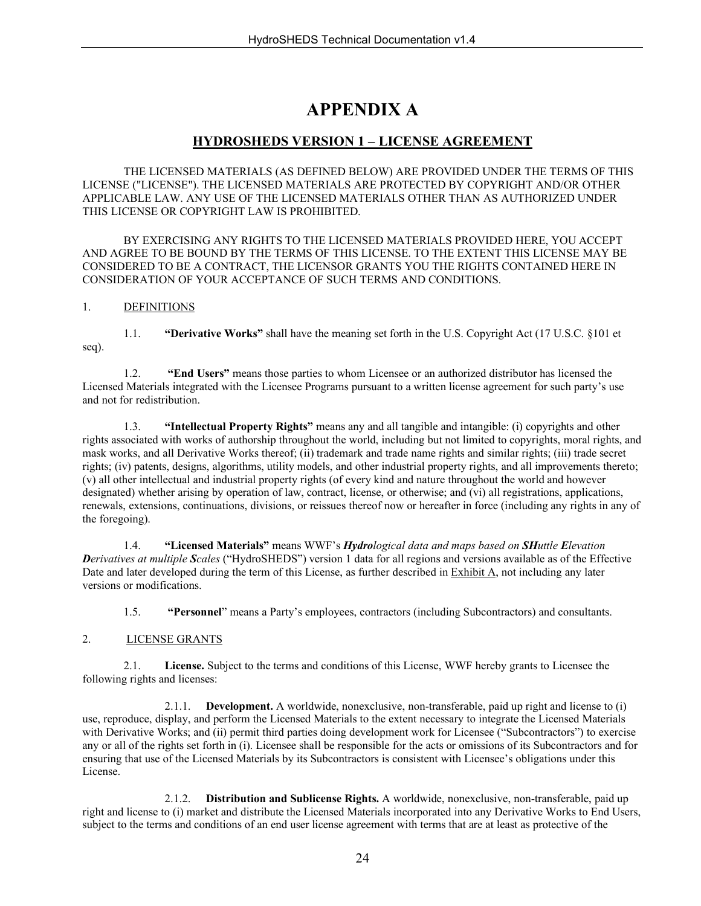# APPENDIX A

## HYDROSHEDS VERSION 1 – LICENSE AGREEMENT

THE LICENSED MATERIALS (AS DEFINED BELOW) ARE PROVIDED UNDER THE TERMS OF THIS LICENSE ("LICENSE"). THE LICENSED MATERIALS ARE PROTECTED BY COPYRIGHT AND/OR OTHER APPLICABLE LAW. ANY USE OF THE LICENSED MATERIALS OTHER THAN AS AUTHORIZED UNDER THIS LICENSE OR COPYRIGHT LAW IS PROHIBITED.

BY EXERCISING ANY RIGHTS TO THE LICENSED MATERIALS PROVIDED HERE, YOU ACCEPT AND AGREE TO BE BOUND BY THE TERMS OF THIS LICENSE. TO THE EXTENT THIS LICENSE MAY BE CONSIDERED TO BE A CONTRACT, THE LICENSOR GRANTS YOU THE RIGHTS CONTAINED HERE IN CONSIDERATION OF YOUR ACCEPTANCE OF SUCH TERMS AND CONDITIONS.

1. DEFINITIONS

1.1. **"Derivative Works"** shall have the meaning set forth in the U.S. Copyright Act (17 U.S.C. §101 et seq).

1.2. **"End Users"** means those parties to whom Licensee or an authorized distributor has licensed the Licensed Materials integrated with the Licensee Programs pursuant to a written license agreement for such party's use and not for redistribution.

1.3. **"Intellectual Property Rights"** means any and all tangible and intangible: (i) copyrights and other rights associated with works of authorship throughout the world, including but not limited to copyrights, moral rights, and mask works, and all Derivative Works thereof; (ii) trademark and trade name rights and similar rights; (iii) trade secret rights; (iv) patents, designs, algorithms, utility models, and other industrial property rights, and all improvements thereto; (v) all other intellectual and industrial property rights (of every kind and nature throughout the world and however designated) whether arising by operation of law, contract, license, or otherwise; and (vi) all registrations, applications, renewals, extensions, continuations, divisions, or reissues thereof now or hereafter in force (including any rights in any of the foregoing).

1.4. **"Licensed Materials"** means WWF's ***Hydro****logical data and maps based on* ***SH****uttle* ***E****levation* ***D****erivatives at multiple* ***S****cales* ("HydroSHEDS") version 1 data for all regions and versions available as of the Effective Date and later developed during the term of this License, as further described in Exhibit A, not including any later versions or modifications.

1.5. **"Personnel"** means a Party's employees, contractors (including Subcontractors) and consultants.

2. LICENSE GRANTS

2.1. **License.** Subject to the terms and conditions of this License, WWF hereby grants to Licensee the following rights and licenses:

2.1.1. **Development.** A worldwide, nonexclusive, non-transferable, paid up right and license to (i) use, reproduce, display, and perform the Licensed Materials to the extent necessary to integrate the Licensed Materials with Derivative Works; and (ii) permit third parties doing development work for Licensee ("Subcontractors") to exercise any or all of the rights set forth in (i). Licensee shall be responsible for the acts or omissions of its Subcontractors and for ensuring that use of the Licensed Materials by its Subcontractors is consistent with Licensee's obligations under this License.

2.1.2. **Distribution and Sublicense Rights.** A worldwide, nonexclusive, non-transferable, paid up right and license to (i) market and distribute the Licensed Materials incorporated into any Derivative Works to End Users, subject to the terms and conditions of an end user license agreement with terms that are at least as protective of the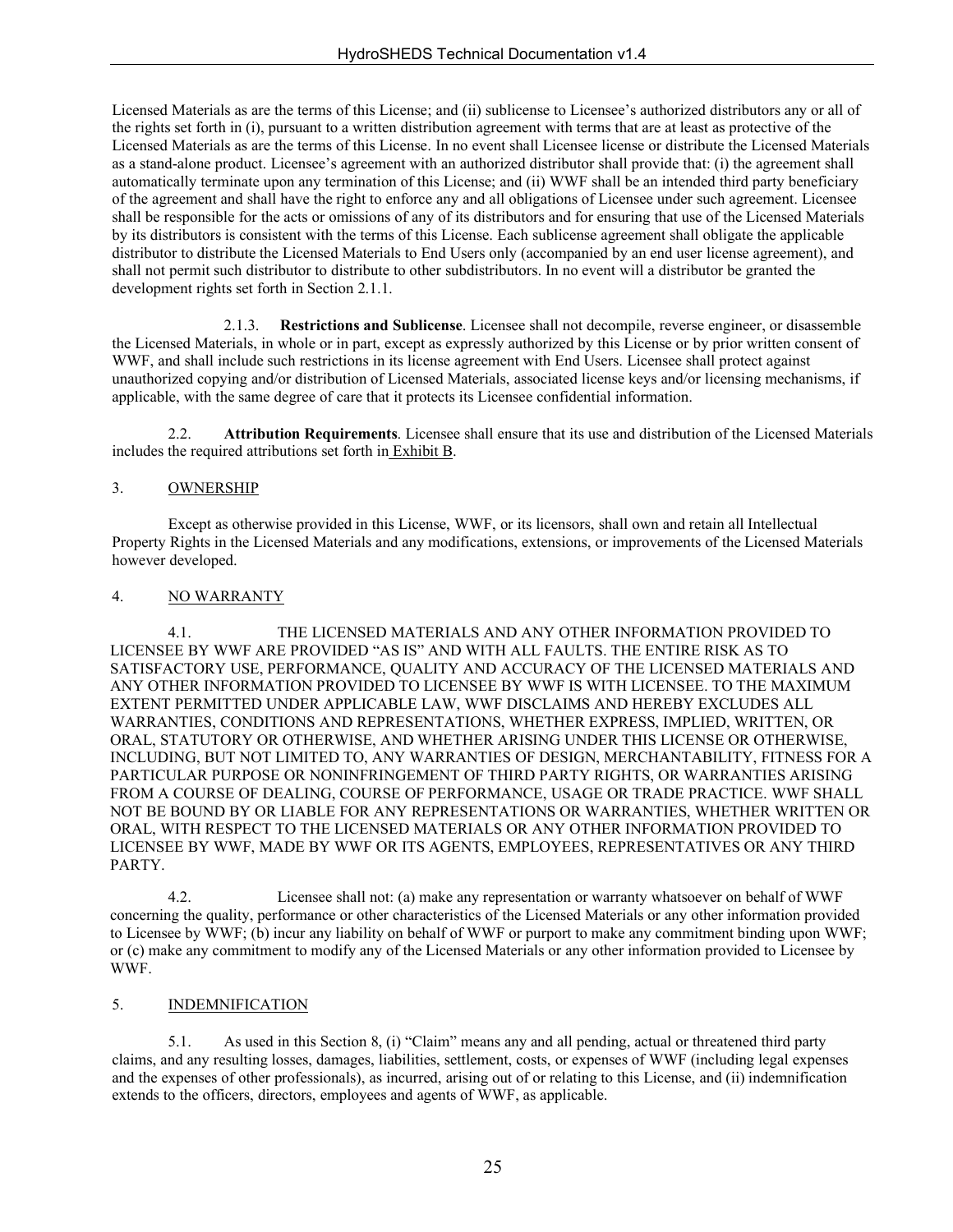Licensed Materials as are the terms of this License; and (ii) sublicense to Licensee's authorized distributors any or all of the rights set forth in (i), pursuant to a written distribution agreement with terms that are at least as protective of the Licensed Materials as are the terms of this License. In no event shall Licensee license or distribute the Licensed Materials as a stand-alone product. Licensee's agreement with an authorized distributor shall provide that: (i) the agreement shall automatically terminate upon any termination of this License; and (ii) WWF shall be an intended third party beneficiary of the agreement and shall have the right to enforce any and all obligations of Licensee under such agreement. Licensee shall be responsible for the acts or omissions of any of its distributors and for ensuring that use of the Licensed Materials by its distributors is consistent with the terms of this License. Each sublicense agreement shall obligate the applicable distributor to distribute the Licensed Materials to End Users only (accompanied by an end user license agreement), and shall not permit such distributor to distribute to other subdistributors. In no event will a distributor be granted the development rights set forth in Section 2.1.1.

2.1.3. **Restrictions and Sublicense**. Licensee shall not decompile, reverse engineer, or disassemble the Licensed Materials, in whole or in part, except as expressly authorized by this License or by prior written consent of WWF, and shall include such restrictions in its license agreement with End Users. Licensee shall protect against unauthorized copying and/or distribution of Licensed Materials, associated license keys and/or licensing mechanisms, if applicable, with the same degree of care that it protects its Licensee confidential information.

2.2. **Attribution Requirements**. Licensee shall ensure that its use and distribution of the Licensed Materials includes the required attributions set forth in Exhibit B.

3. OWNERSHIP

Except as otherwise provided in this License, WWF, or its licensors, shall own and retain all Intellectual Property Rights in the Licensed Materials and any modifications, extensions, or improvements of the Licensed Materials however developed.

4. NO WARRANTY

4.1. THE LICENSED MATERIALS AND ANY OTHER INFORMATION PROVIDED TO LICENSEE BY WWF ARE PROVIDED "AS IS" AND WITH ALL FAULTS. THE ENTIRE RISK AS TO SATISFACTORY USE, PERFORMANCE, QUALITY AND ACCURACY OF THE LICENSED MATERIALS AND ANY OTHER INFORMATION PROVIDED TO LICENSEE BY WWF IS WITH LICENSEE. TO THE MAXIMUM EXTENT PERMITTED UNDER APPLICABLE LAW, WWF DISCLAIMS AND HEREBY EXCLUDES ALL WARRANTIES, CONDITIONS AND REPRESENTATIONS, WHETHER EXPRESS, IMPLIED, WRITTEN, OR ORAL, STATUTORY OR OTHERWISE, AND WHETHER ARISING UNDER THIS LICENSE OR OTHERWISE, INCLUDING, BUT NOT LIMITED TO, ANY WARRANTIES OF DESIGN, MERCHANTABILITY, FITNESS FOR A PARTICULAR PURPOSE OR NONINFRINGEMENT OF THIRD PARTY RIGHTS, OR WARRANTIES ARISING FROM A COURSE OF DEALING, COURSE OF PERFORMANCE, USAGE OR TRADE PRACTICE. WWF SHALL NOT BE BOUND BY OR LIABLE FOR ANY REPRESENTATIONS OR WARRANTIES, WHETHER WRITTEN OR ORAL, WITH RESPECT TO THE LICENSED MATERIALS OR ANY OTHER INFORMATION PROVIDED TO LICENSEE BY WWF, MADE BY WWF OR ITS AGENTS, EMPLOYEES, REPRESENTATIVES OR ANY THIRD PARTY.

4.2. Licensee shall not: (a) make any representation or warranty whatsoever on behalf of WWF concerning the quality, performance or other characteristics of the Licensed Materials or any other information provided to Licensee by WWF; (b) incur any liability on behalf of WWF or purport to make any commitment binding upon WWF; or (c) make any commitment to modify any of the Licensed Materials or any other information provided to Licensee by WWF.

5. INDEMNIFICATION

5.1. As used in this Section 8, (i) "Claim" means any and all pending, actual or threatened third party claims, and any resulting losses, damages, liabilities, settlement, costs, or expenses of WWF (including legal expenses and the expenses of other professionals), as incurred, arising out of or relating to this License, and (ii) indemnification extends to the officers, directors, employees and agents of WWF, as applicable.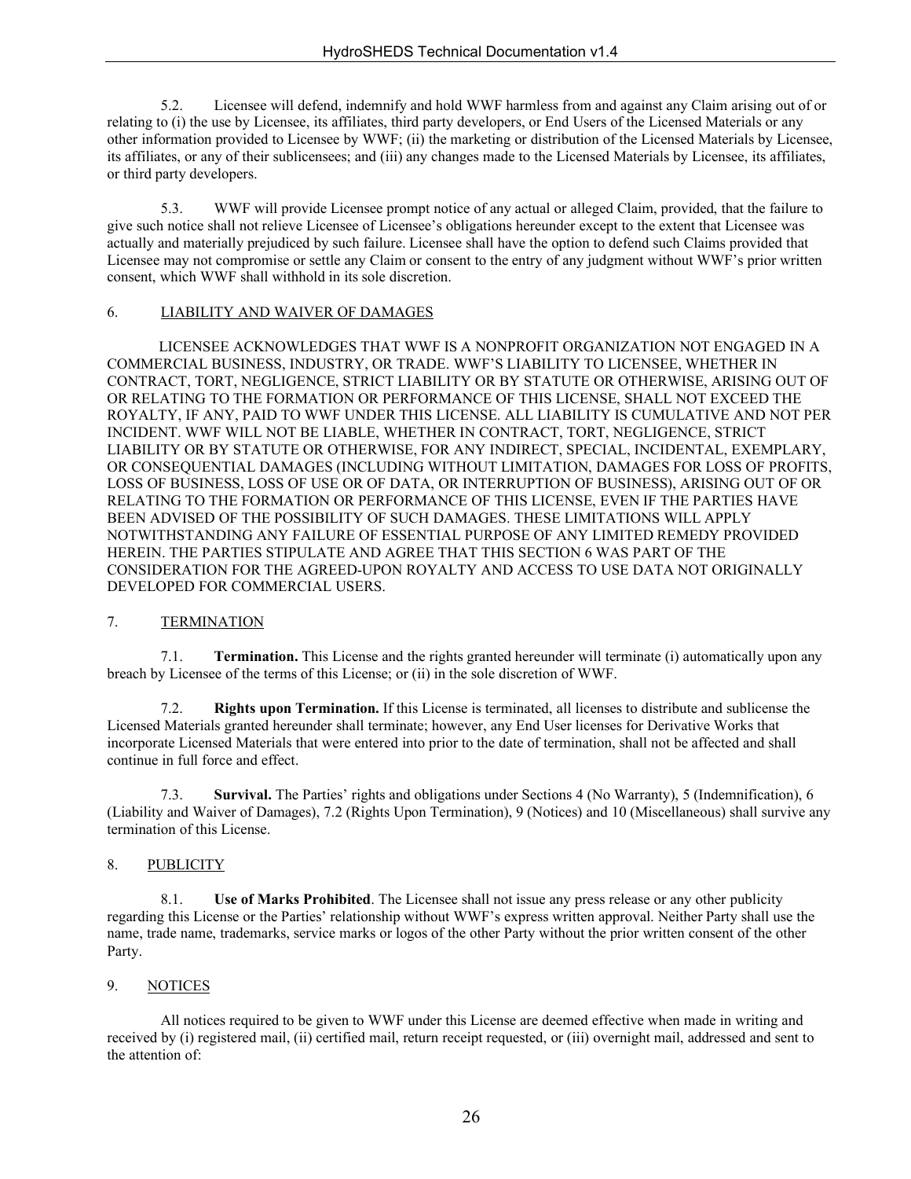5.2. Licensee will defend, indemnify and hold WWF harmless from and against any Claim arising out of or relating to (i) the use by Licensee, its affiliates, third party developers, or End Users of the Licensed Materials or any other information provided to Licensee by WWF; (ii) the marketing or distribution of the Licensed Materials by Licensee, its affiliates, or any of their sublicensees; and (iii) any changes made to the Licensed Materials by Licensee, its affiliates, or third party developers.

5.3. WWF will provide Licensee prompt notice of any actual or alleged Claim, provided, that the failure to give such notice shall not relieve Licensee of Licensee's obligations hereunder except to the extent that Licensee was actually and materially prejudiced by such failure. Licensee shall have the option to defend such Claims provided that Licensee may not compromise or settle any Claim or consent to the entry of any judgment without WWF's prior written consent, which WWF shall withhold in its sole discretion.

## 6. LIABILITY AND WAIVER OF DAMAGES

LICENSEE ACKNOWLEDGES THAT WWF IS A NONPROFIT ORGANIZATION NOT ENGAGED IN A COMMERCIAL BUSINESS, INDUSTRY, OR TRADE. WWF'S LIABILITY TO LICENSEE, WHETHER IN CONTRACT, TORT, NEGLIGENCE, STRICT LIABILITY OR BY STATUTE OR OTHERWISE, ARISING OUT OF OR RELATING TO THE FORMATION OR PERFORMANCE OF THIS LICENSE, SHALL NOT EXCEED THE ROYALTY, IF ANY, PAID TO WWF UNDER THIS LICENSE. ALL LIABILITY IS CUMULATIVE AND NOT PER INCIDENT. WWF WILL NOT BE LIABLE, WHETHER IN CONTRACT, TORT, NEGLIGENCE, STRICT LIABILITY OR BY STATUTE OR OTHERWISE, FOR ANY INDIRECT, SPECIAL, INCIDENTAL, EXEMPLARY, OR CONSEQUENTIAL DAMAGES (INCLUDING WITHOUT LIMITATION, DAMAGES FOR LOSS OF PROFITS, LOSS OF BUSINESS, LOSS OF USE OR OF DATA, OR INTERRUPTION OF BUSINESS), ARISING OUT OF OR RELATING TO THE FORMATION OR PERFORMANCE OF THIS LICENSE, EVEN IF THE PARTIES HAVE BEEN ADVISED OF THE POSSIBILITY OF SUCH DAMAGES. THESE LIMITATIONS WILL APPLY NOTWITHSTANDING ANY FAILURE OF ESSENTIAL PURPOSE OF ANY LIMITED REMEDY PROVIDED HEREIN. THE PARTIES STIPULATE AND AGREE THAT THIS SECTION 6 WAS PART OF THE CONSIDERATION FOR THE AGREED-UPON ROYALTY AND ACCESS TO USE DATA NOT ORIGINALLY DEVELOPED FOR COMMERCIAL USERS.

## 7. TERMINATION

7.1. **Termination.** This License and the rights granted hereunder will terminate (i) automatically upon any breach by Licensee of the terms of this License; or (ii) in the sole discretion of WWF.

7.2. **Rights upon Termination.** If this License is terminated, all licenses to distribute and sublicense the Licensed Materials granted hereunder shall terminate; however, any End User licenses for Derivative Works that incorporate Licensed Materials that were entered into prior to the date of termination, shall not be affected and shall continue in full force and effect.

7.3. **Survival.** The Parties' rights and obligations under Sections 4 (No Warranty), 5 (Indemnification), 6 (Liability and Waiver of Damages), 7.2 (Rights Upon Termination), 9 (Notices) and 10 (Miscellaneous) shall survive any termination of this License.

## 8. PUBLICITY

8.1. **Use of Marks Prohibited**. The Licensee shall not issue any press release or any other publicity regarding this License or the Parties' relationship without WWF's express written approval. Neither Party shall use the name, trade name, trademarks, service marks or logos of the other Party without the prior written consent of the other Party.

## 9. NOTICES

All notices required to be given to WWF under this License are deemed effective when made in writing and received by (i) registered mail, (ii) certified mail, return receipt requested, or (iii) overnight mail, addressed and sent to the attention of: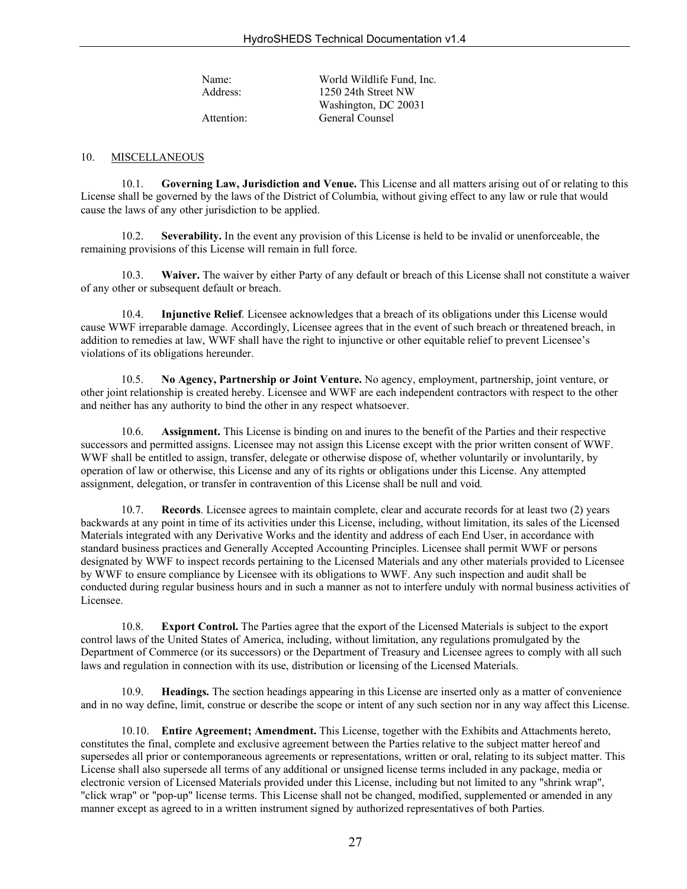| | |
|---|---|
| Name: | World Wildlife Fund, Inc. |
| Address: | 1250 24th Street NW<br>Washington, DC 20031 |
| Attention: | General Counsel |

## 10. MISCELLANEOUS

10.1. **Governing Law, Jurisdiction and Venue.** This License and all matters arising out of or relating to this License shall be governed by the laws of the District of Columbia, without giving effect to any law or rule that would cause the laws of any other jurisdiction to be applied.

10.2. **Severability.** In the event any provision of this License is held to be invalid or unenforceable, the remaining provisions of this License will remain in full force.

10.3. **Waiver.** The waiver by either Party of any default or breach of this License shall not constitute a waiver of any other or subsequent default or breach.

10.4. **Injunctive Relief**. Licensee acknowledges that a breach of its obligations under this License would cause WWF irreparable damage. Accordingly, Licensee agrees that in the event of such breach or threatened breach, in addition to remedies at law, WWF shall have the right to injunctive or other equitable relief to prevent Licensee's violations of its obligations hereunder.

10.5. **No Agency, Partnership or Joint Venture.** No agency, employment, partnership, joint venture, or other joint relationship is created hereby. Licensee and WWF are each independent contractors with respect to the other and neither has any authority to bind the other in any respect whatsoever.

10.6. **Assignment.** This License is binding on and inures to the benefit of the Parties and their respective successors and permitted assigns. Licensee may not assign this License except with the prior written consent of WWF. WWF shall be entitled to assign, transfer, delegate or otherwise dispose of, whether voluntarily or involuntarily, by operation of law or otherwise, this License and any of its rights or obligations under this License. Any attempted assignment, delegation, or transfer in contravention of this License shall be null and void.

10.7. **Records**. Licensee agrees to maintain complete, clear and accurate records for at least two (2) years backwards at any point in time of its activities under this License, including, without limitation, its sales of the Licensed Materials integrated with any Derivative Works and the identity and address of each End User, in accordance with standard business practices and Generally Accepted Accounting Principles. Licensee shall permit WWF or persons designated by WWF to inspect records pertaining to the Licensed Materials and any other materials provided to Licensee by WWF to ensure compliance by Licensee with its obligations to WWF. Any such inspection and audit shall be conducted during regular business hours and in such a manner as not to interfere unduly with normal business activities of Licensee.

10.8. **Export Control.** The Parties agree that the export of the Licensed Materials is subject to the export control laws of the United States of America, including, without limitation, any regulations promulgated by the Department of Commerce (or its successors) or the Department of Treasury and Licensee agrees to comply with all such laws and regulation in connection with its use, distribution or licensing of the Licensed Materials.

10.9. **Headings.** The section headings appearing in this License are inserted only as a matter of convenience and in no way define, limit, construe or describe the scope or intent of any such section nor in any way affect this License.

10.10. **Entire Agreement; Amendment.** This License, together with the Exhibits and Attachments hereto, constitutes the final, complete and exclusive agreement between the Parties relative to the subject matter hereof and supersedes all prior or contemporaneous agreements or representations, written or oral, relating to its subject matter. This License shall also supersede all terms of any additional or unsigned license terms included in any package, media or electronic version of Licensed Materials provided under this License, including but not limited to any "shrink wrap", "click wrap" or "pop-up" license terms. This License shall not be changed, modified, supplemented or amended in any manner except as agreed to in a written instrument signed by authorized representatives of both Parties.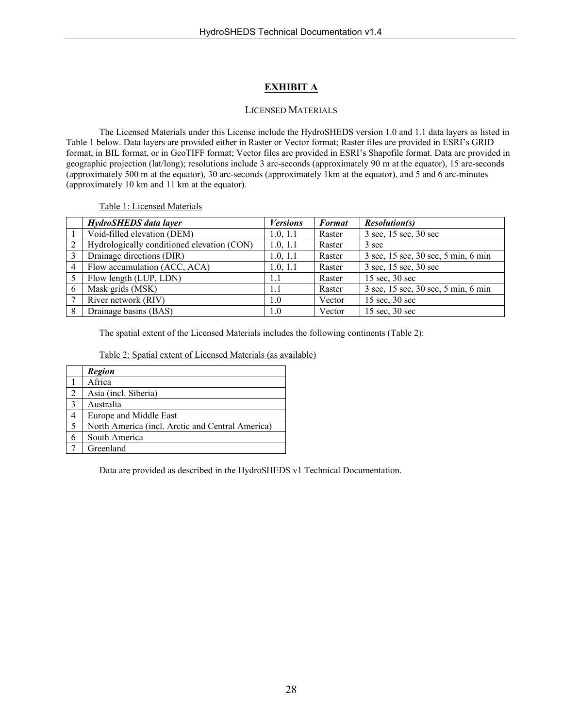# EXHIBIT A

LICENSED MATERIALS

The Licensed Materials under this License include the HydroSHEDS version 1.0 and 1.1 data layers as listed in Table 1 below. Data layers are provided either in Raster or Vector format; Raster files are provided in ESRI's GRID format, in BIL format, or in GeoTIFF format; Vector files are provided in ESRI's Shapefile format. Data are provided in geographic projection (lat/long); resolutions include 3 arc-seconds (approximately 90 m at the equator), 15 arc-seconds (approximately 500 m at the equator), 30 arc-seconds (approximately 1km at the equator), and 5 and 6 arc-minutes (approximately 10 km and 11 km at the equator).

Table 1: Licensed Materials

| | *HydroSHEDS data layer* | *Versions* | *Format* | *Resolution(s)* |
|---|---|---|---|---|
| 1 | Void-filled elevation (DEM) | 1.0, 1.1 | Raster | 3 sec, 15 sec, 30 sec |
| 2 | Hydrologically conditioned elevation (CON) | 1.0, 1.1 | Raster | 3 sec |
| 3 | Drainage directions (DIR) | 1.0, 1.1 | Raster | 3 sec, 15 sec, 30 sec, 5 min, 6 min |
| 4 | Flow accumulation (ACC, ACA) | 1.0, 1.1 | Raster | 3 sec, 15 sec, 30 sec |
| 5 | Flow length (LUP, LDN) | 1.1 | Raster | 15 sec, 30 sec |
| 6 | Mask grids (MSK) | 1.1 | Raster | 3 sec, 15 sec, 30 sec, 5 min, 6 min |
| 7 | River network (RIV) | 1.0 | Vector | 15 sec, 30 sec |
| 8 | Drainage basins (BAS) | 1.0 | Vector | 15 sec, 30 sec |

The spatial extent of the Licensed Materials includes the following continents (Table 2):

Table 2: Spatial extent of Licensed Materials (as available)

| | *Region* |
|---|---|
| 1 | Africa |
| 2 | Asia (incl. Siberia) |
| 3 | Australia |
| 4 | Europe and Middle East |
| 5 | North America (incl. Arctic and Central America) |
| 6 | South America |
| 7 | Greenland |

Data are provided as described in the HydroSHEDS v1 Technical Documentation.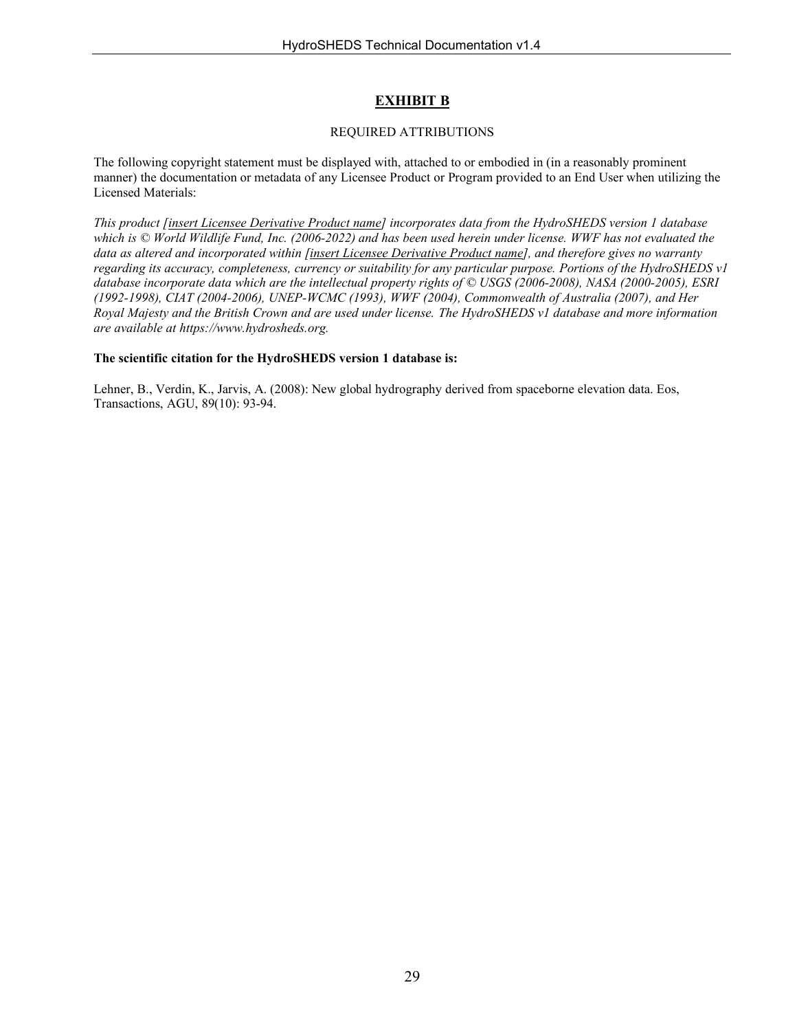# **EXHIBIT B**

REQUIRED ATTRIBUTIONS

The following copyright statement must be displayed with, attached to or embodied in (in a reasonably prominent manner) the documentation or metadata of any Licensee Product or Program provided to an End User when utilizing the Licensed Materials:

*This product [insert Licensee Derivative Product name] incorporates data from the HydroSHEDS version 1 database which is © World Wildlife Fund, Inc. (2006-2022) and has been used herein under license. WWF has not evaluated the data as altered and incorporated within [insert Licensee Derivative Product name], and therefore gives no warranty regarding its accuracy, completeness, currency or suitability for any particular purpose. Portions of the HydroSHEDS v1 database incorporate data which are the intellectual property rights of © USGS (2006-2008), NASA (2000-2005), ESRI (1992-1998), CIAT (2004-2006), UNEP-WCMC (1993), WWF (2004), Commonwealth of Australia (2007), and Her Royal Majesty and the British Crown and are used under license. The HydroSHEDS v1 database and more information are available at https://www.hydrosheds.org.*

**The scientific citation for the HydroSHEDS version 1 database is:**

Lehner, B., Verdin, K., Jarvis, A. (2008): New global hydrography derived from spaceborne elevation data. Eos, Transactions, AGU, 89(10): 93-94.